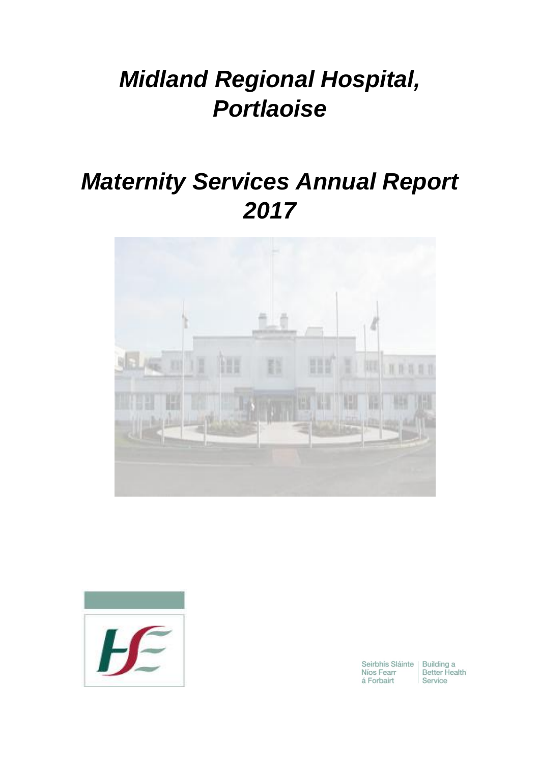# *Midland Regional Hospital, Portlaoise*

# *Maternity Services Annual Report 2017*

Seirbhís Sláinte Níos Fearr á Forbairt | Building a Better Health Service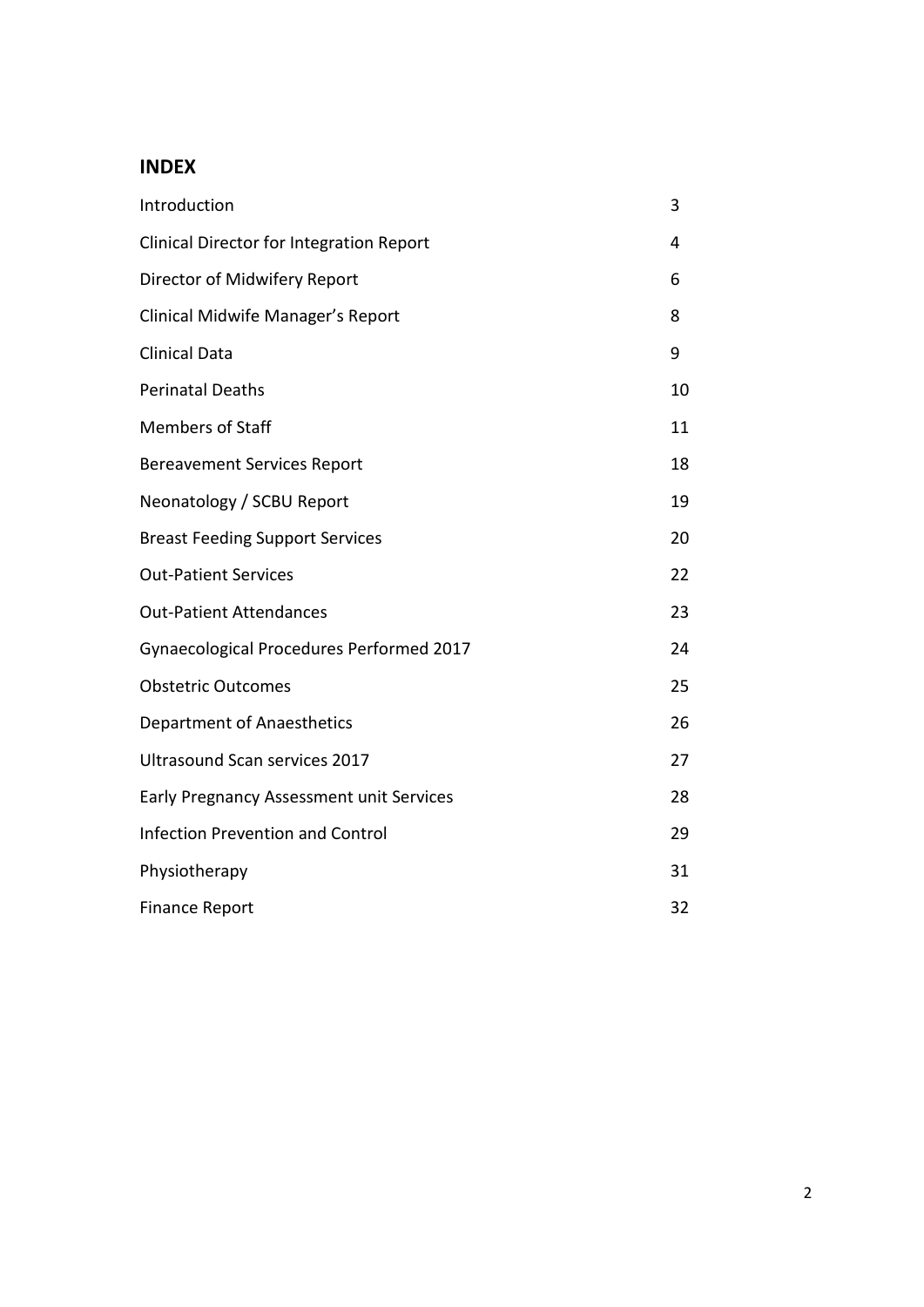## INDEX

| | |
|---|---|
| Introduction | 3 |
| Clinical Director for Integration Report | 4 |
| Director of Midwifery Report | 6 |
| Clinical Midwife Manager's Report | 8 |
| Clinical Data | 9 |
| Perinatal Deaths | 10 |
| Members of Staff | 11 |
| Bereavement Services Report | 18 |
| Neonatology / SCBU Report | 19 |
| Breast Feeding Support Services | 20 |
| Out-Patient Services | 22 |
| Out-Patient Attendances | 23 |
| Gynaecological Procedures Performed 2017 | 24 |
| Obstetric Outcomes | 25 |
| Department of Anaesthetics | 26 |
| Ultrasound Scan services 2017 | 27 |
| Early Pregnancy Assessment unit Services | 28 |
| Infection Prevention and Control | 29 |
| Physiotherapy | 31 |
| Finance Report | 32 |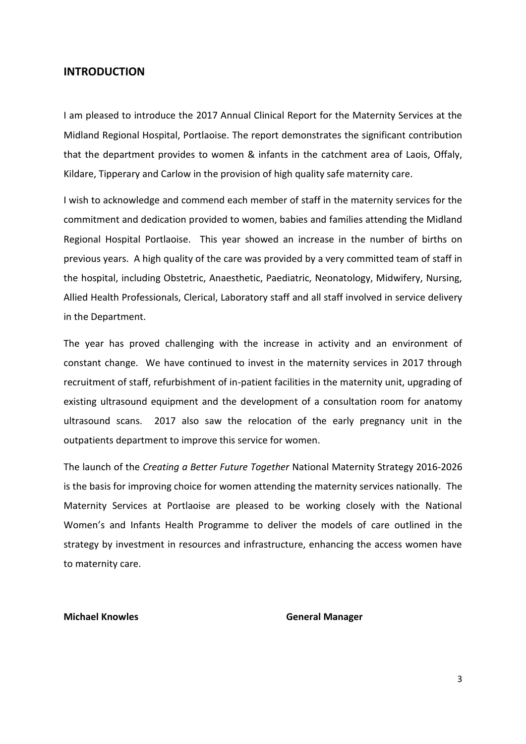## INTRODUCTION

I am pleased to introduce the 2017 Annual Clinical Report for the Maternity Services at the Midland Regional Hospital, Portlaoise. The report demonstrates the significant contribution that the department provides to women & infants in the catchment area of Laois, Offaly, Kildare, Tipperary and Carlow in the provision of high quality safe maternity care.

I wish to acknowledge and commend each member of staff in the maternity services for the commitment and dedication provided to women, babies and families attending the Midland Regional Hospital Portlaoise. This year showed an increase in the number of births on previous years. A high quality of the care was provided by a very committed team of staff in the hospital, including Obstetric, Anaesthetic, Paediatric, Neonatology, Midwifery, Nursing, Allied Health Professionals, Clerical, Laboratory staff and all staff involved in service delivery in the Department.

The year has proved challenging with the increase in activity and an environment of constant change. We have continued to invest in the maternity services in 2017 through recruitment of staff, refurbishment of in-patient facilities in the maternity unit, upgrading of existing ultrasound equipment and the development of a consultation room for anatomy ultrasound scans. 2017 also saw the relocation of the early pregnancy unit in the outpatients department to improve this service for women.

The launch of the *Creating a Better Future Together* National Maternity Strategy 2016-2026 is the basis for improving choice for women attending the maternity services nationally. The Maternity Services at Portlaoise are pleased to be working closely with the National Women's and Infants Health Programme to deliver the models of care outlined in the strategy by investment in resources and infrastructure, enhancing the access women have to maternity care.

**Michael Knowles** **General Manager**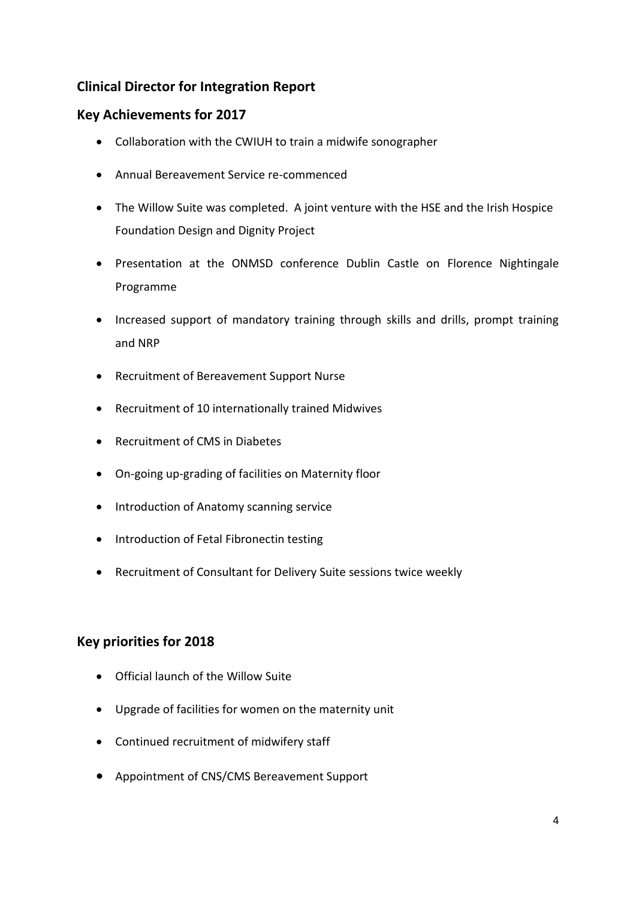## Clinical Director for Integration Report

## Key Achievements for 2017

- Collaboration with the CWIUH to train a midwife sonographer
- Annual Bereavement Service re-commenced
- The Willow Suite was completed. A joint venture with the HSE and the Irish Hospice Foundation Design and Dignity Project
- Presentation at the ONMSD conference Dublin Castle on Florence Nightingale Programme
- Increased support of mandatory training through skills and drills, prompt training and NRP
- Recruitment of Bereavement Support Nurse
- Recruitment of 10 internationally trained Midwives
- Recruitment of CMS in Diabetes
- On-going up-grading of facilities on Maternity floor
- Introduction of Anatomy scanning service
- Introduction of Fetal Fibronectin testing
- Recruitment of Consultant for Delivery Suite sessions twice weekly

## Key priorities for 2018

- Official launch of the Willow Suite
- Upgrade of facilities for women on the maternity unit
- Continued recruitment of midwifery staff
- Appointment of CNS/CMS Bereavement Support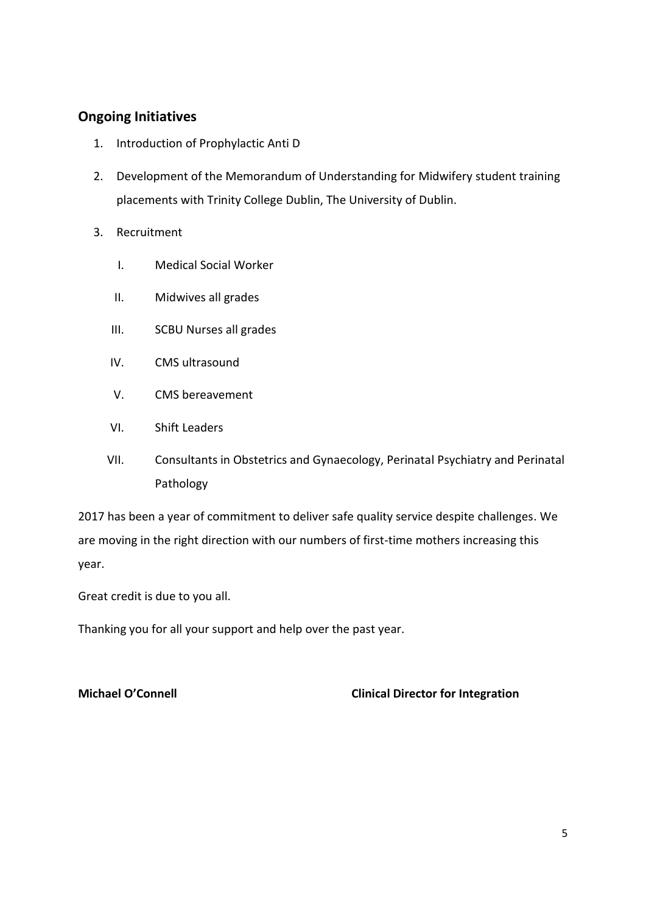## Ongoing Initiatives

1. Introduction of Prophylactic Anti D
2. Development of the Memorandum of Understanding for Midwifery student training placements with Trinity College Dublin, The University of Dublin.
3. Recruitment
    I. Medical Social Worker
    II. Midwives all grades
    III. SCBU Nurses all grades
    IV. CMS ultrasound
    V. CMS bereavement
    VI. Shift Leaders
    VII. Consultants in Obstetrics and Gynaecology, Perinatal Psychiatry and Perinatal Pathology

2017 has been a year of commitment to deliver safe quality service despite challenges. We are moving in the right direction with our numbers of first-time mothers increasing this year.

Great credit is due to you all.

Thanking you for all your support and help over the past year.

**Michael O'Connell** **Clinical Director for Integration**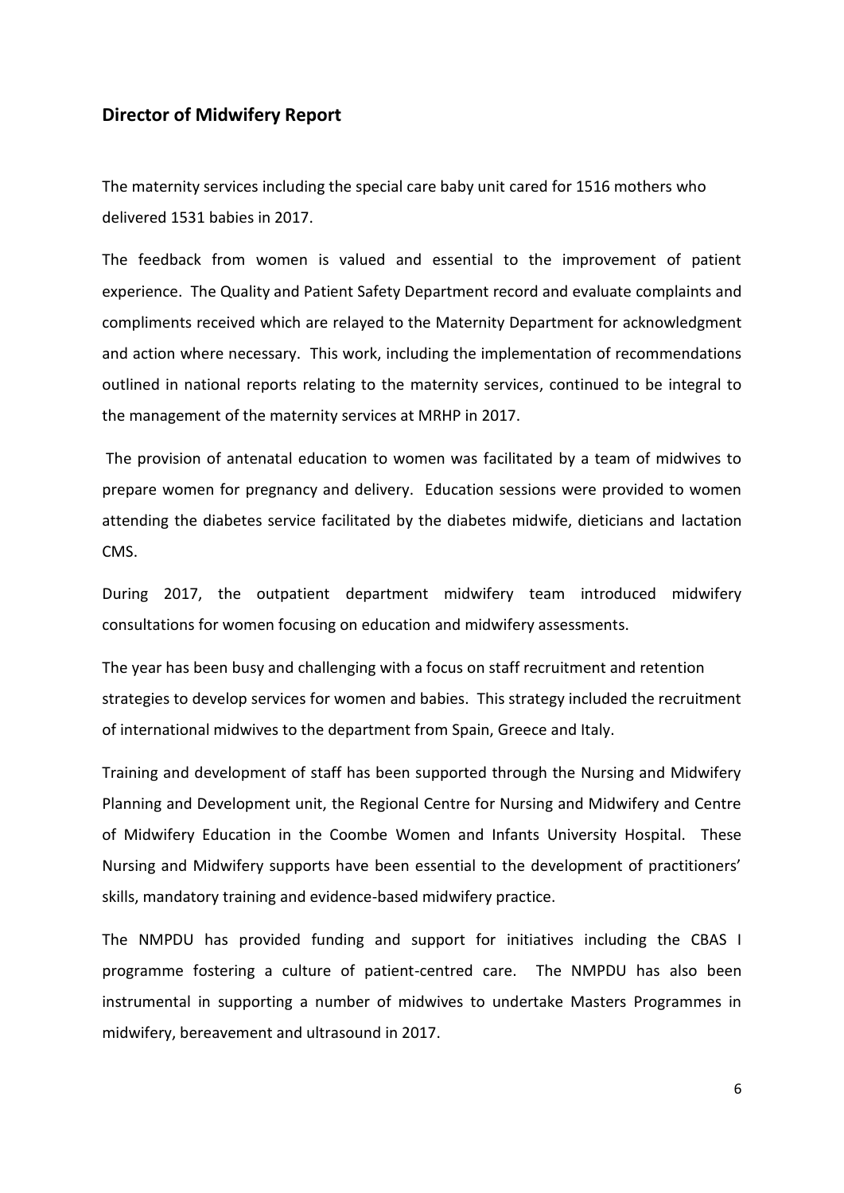## Director of Midwifery Report

The maternity services including the special care baby unit cared for 1516 mothers who delivered 1531 babies in 2017.

The feedback from women is valued and essential to the improvement of patient experience. The Quality and Patient Safety Department record and evaluate complaints and compliments received which are relayed to the Maternity Department for acknowledgment and action where necessary. This work, including the implementation of recommendations outlined in national reports relating to the maternity services, continued to be integral to the management of the maternity services at MRHP in 2017.

The provision of antenatal education to women was facilitated by a team of midwives to prepare women for pregnancy and delivery. Education sessions were provided to women attending the diabetes service facilitated by the diabetes midwife, dieticians and lactation CMS.

During 2017, the outpatient department midwifery team introduced midwifery consultations for women focusing on education and midwifery assessments.

The year has been busy and challenging with a focus on staff recruitment and retention strategies to develop services for women and babies. This strategy included the recruitment of international midwives to the department from Spain, Greece and Italy.

Training and development of staff has been supported through the Nursing and Midwifery Planning and Development unit, the Regional Centre for Nursing and Midwifery and Centre of Midwifery Education in the Coombe Women and Infants University Hospital. These Nursing and Midwifery supports have been essential to the development of practitioners' skills, mandatory training and evidence-based midwifery practice.

The NMPDU has provided funding and support for initiatives including the CBAS I programme fostering a culture of patient-centred care. The NMPDU has also been instrumental in supporting a number of midwives to undertake Masters Programmes in midwifery, bereavement and ultrasound in 2017.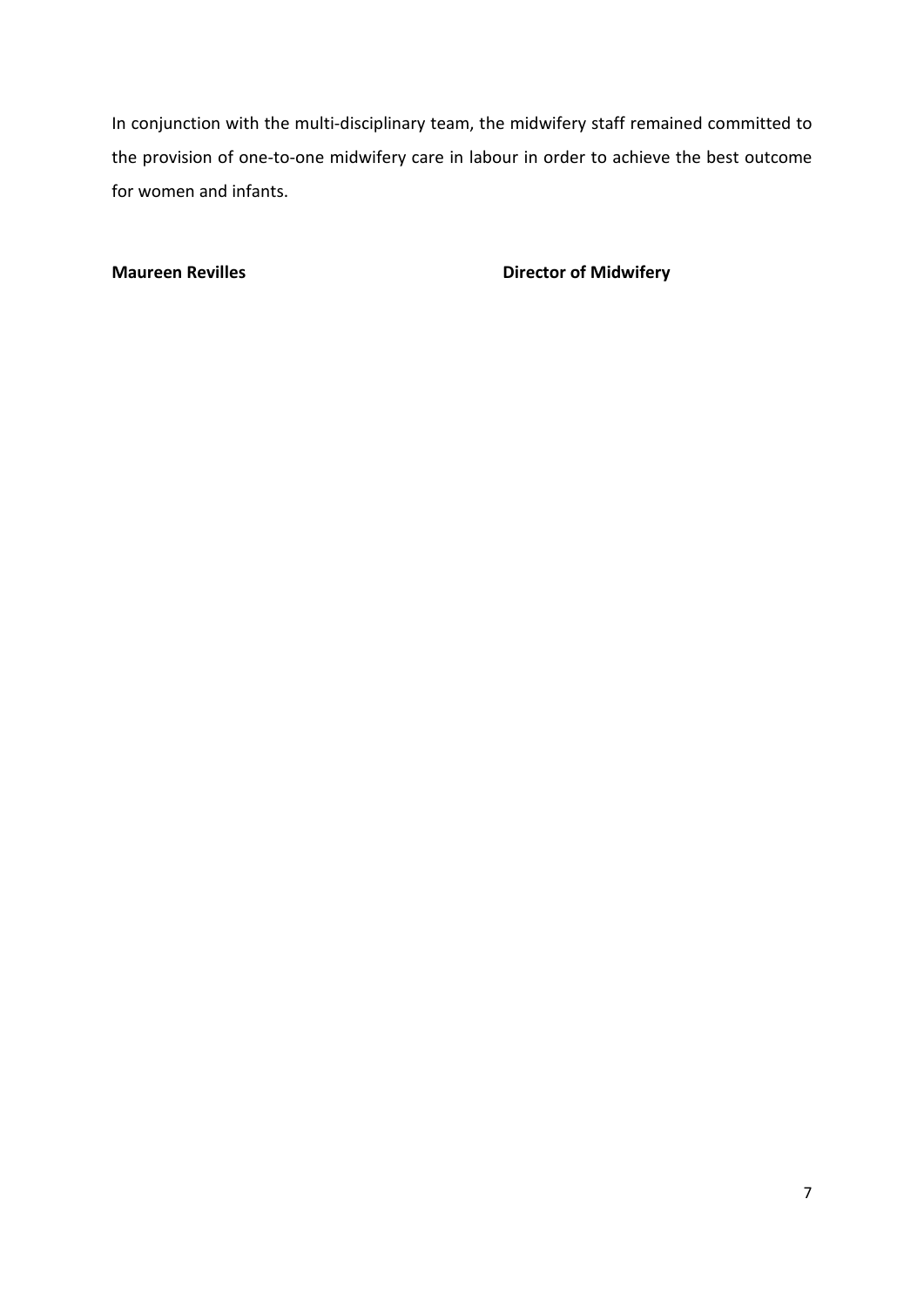In conjunction with the multi-disciplinary team, the midwifery staff remained committed to the provision of one-to-one midwifery care in labour in order to achieve the best outcome for women and infants.

**Maureen Revilles** **Director of Midwifery**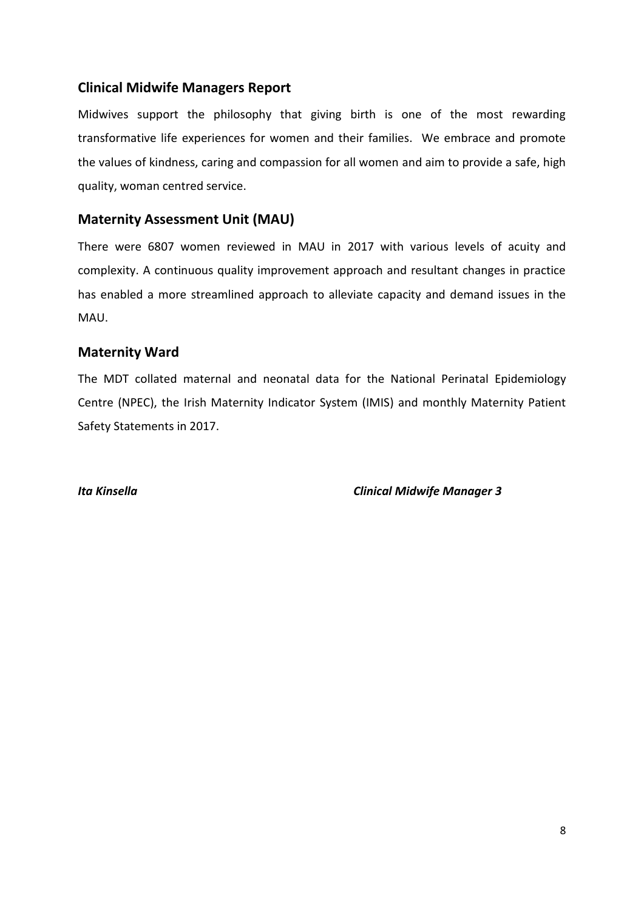## Clinical Midwife Managers Report

Midwives support the philosophy that giving birth is one of the most rewarding transformative life experiences for women and their families. We embrace and promote the values of kindness, caring and compassion for all women and aim to provide a safe, high quality, woman centred service.

## Maternity Assessment Unit (MAU)

There were 6807 women reviewed in MAU in 2017 with various levels of acuity and complexity. A continuous quality improvement approach and resultant changes in practice has enabled a more streamlined approach to alleviate capacity and demand issues in the MAU.

## Maternity Ward

The MDT collated maternal and neonatal data for the National Perinatal Epidemiology Centre (NPEC), the Irish Maternity Indicator System (IMIS) and monthly Maternity Patient Safety Statements in 2017.

***Ita Kinsella*** ***Clinical Midwife Manager 3***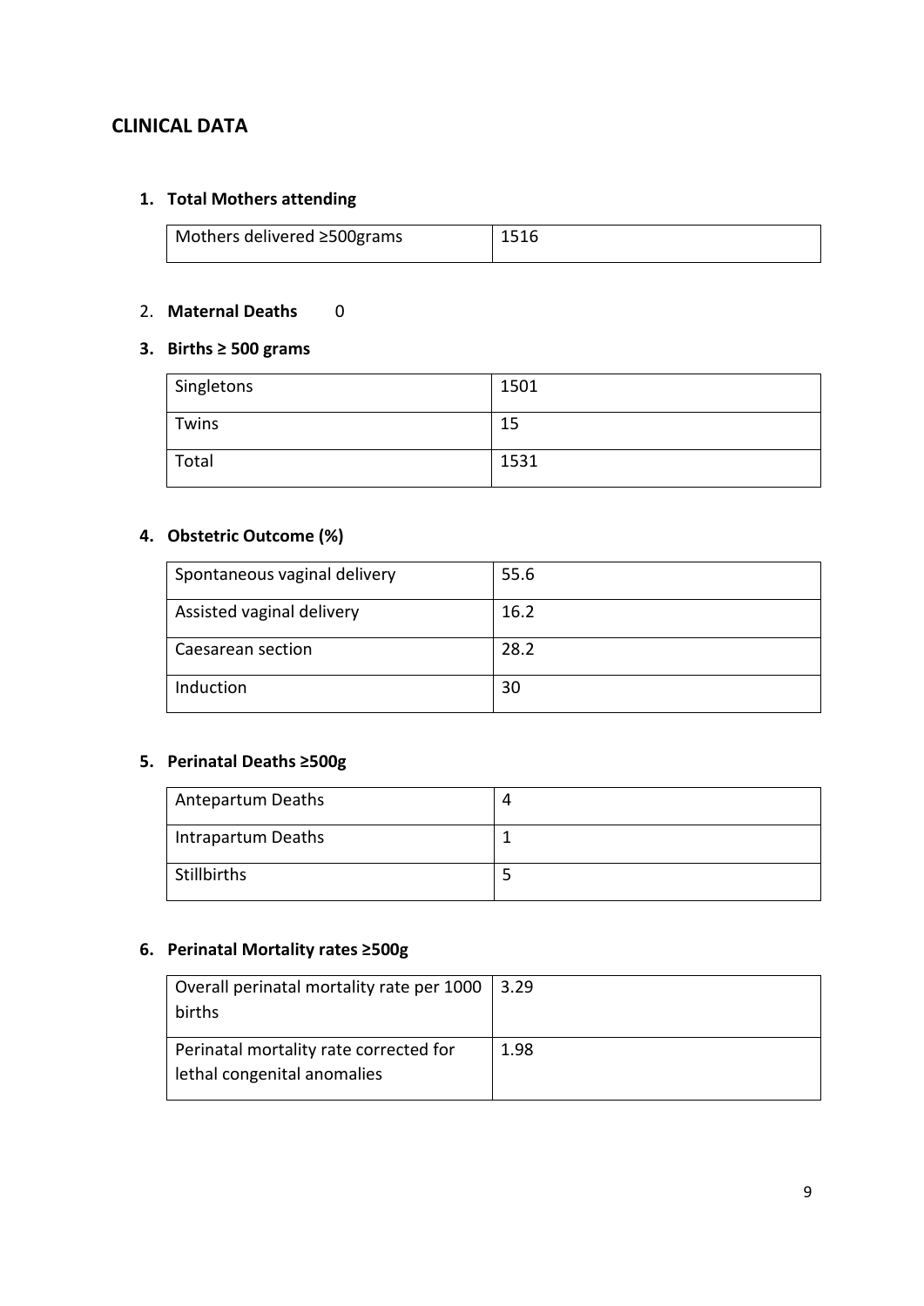## CLINICAL DATA

### 1. Total Mothers attending

| Mothers delivered ≥500grams | 1516 |
|---|---|

2. **Maternal Deaths** 0

### 3. Births ≥ 500 grams

| Singletons | 1501 |
|---|---|
| Twins | 15 |
| Total | 1531 |

### 4. Obstetric Outcome (%)

| Spontaneous vaginal delivery | 55.6 |
|---|---|
| Assisted vaginal delivery | 16.2 |
| Caesarean section | 28.2 |
| Induction | 30 |

### 5. Perinatal Deaths ≥500g

| Antepartum Deaths | 4 |
|---|---|
| Intrapartum Deaths | 1 |
| Stillbirths | 5 |

### 6. Perinatal Mortality rates ≥500g

| Overall perinatal mortality rate per 1000 births | 3.29 |
|---|---|
| Perinatal mortality rate corrected for lethal congenital anomalies | 1.98 |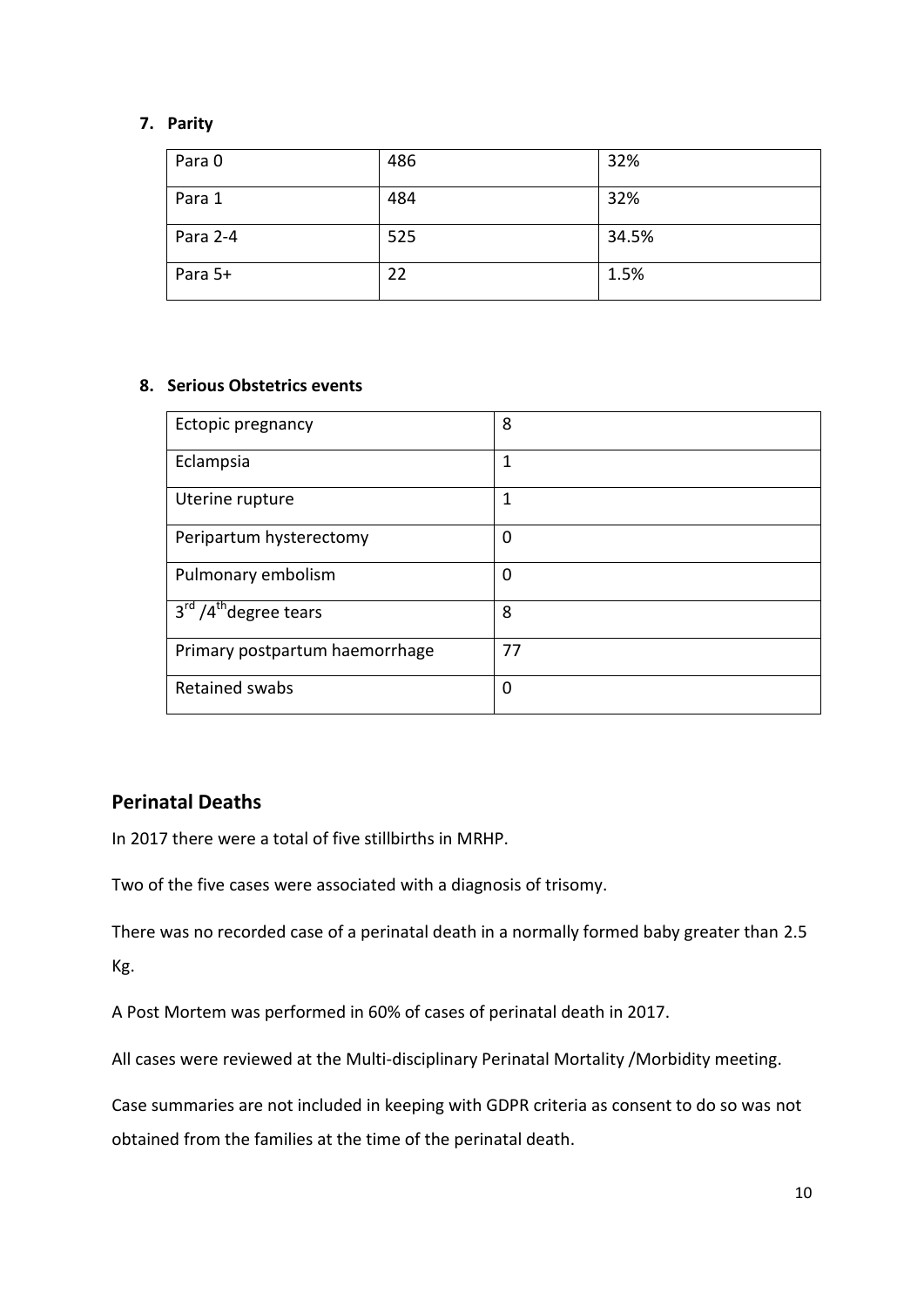**7. Parity**

| Para 0 | 486 | 32% |
|---|---|---|
| Para 1 | 484 | 32% |
| Para 2-4 | 525 | 34.5% |
| Para 5+ | 22 | 1.5% |

**8. Serious Obstetrics events**

| Ectopic pregnancy | 8 |
|---|---|
| Eclampsia | 1 |
| Uterine rupture | 1 |
| Peripartum hysterectomy | 0 |
| Pulmonary embolism | 0 |
| 3rd /4th degree tears | 8 |
| Primary postpartum haemorrhage | 77 |
| Retained swabs | 0 |

## Perinatal Deaths

In 2017 there were a total of five stillbirths in MRHP.

Two of the five cases were associated with a diagnosis of trisomy.

There was no recorded case of a perinatal death in a normally formed baby greater than 2.5 Kg.

A Post Mortem was performed in 60% of cases of perinatal death in 2017.

All cases were reviewed at the Multi-disciplinary Perinatal Mortality /Morbidity meeting.

Case summaries are not included in keeping with GDPR criteria as consent to do so was not obtained from the families at the time of the perinatal death.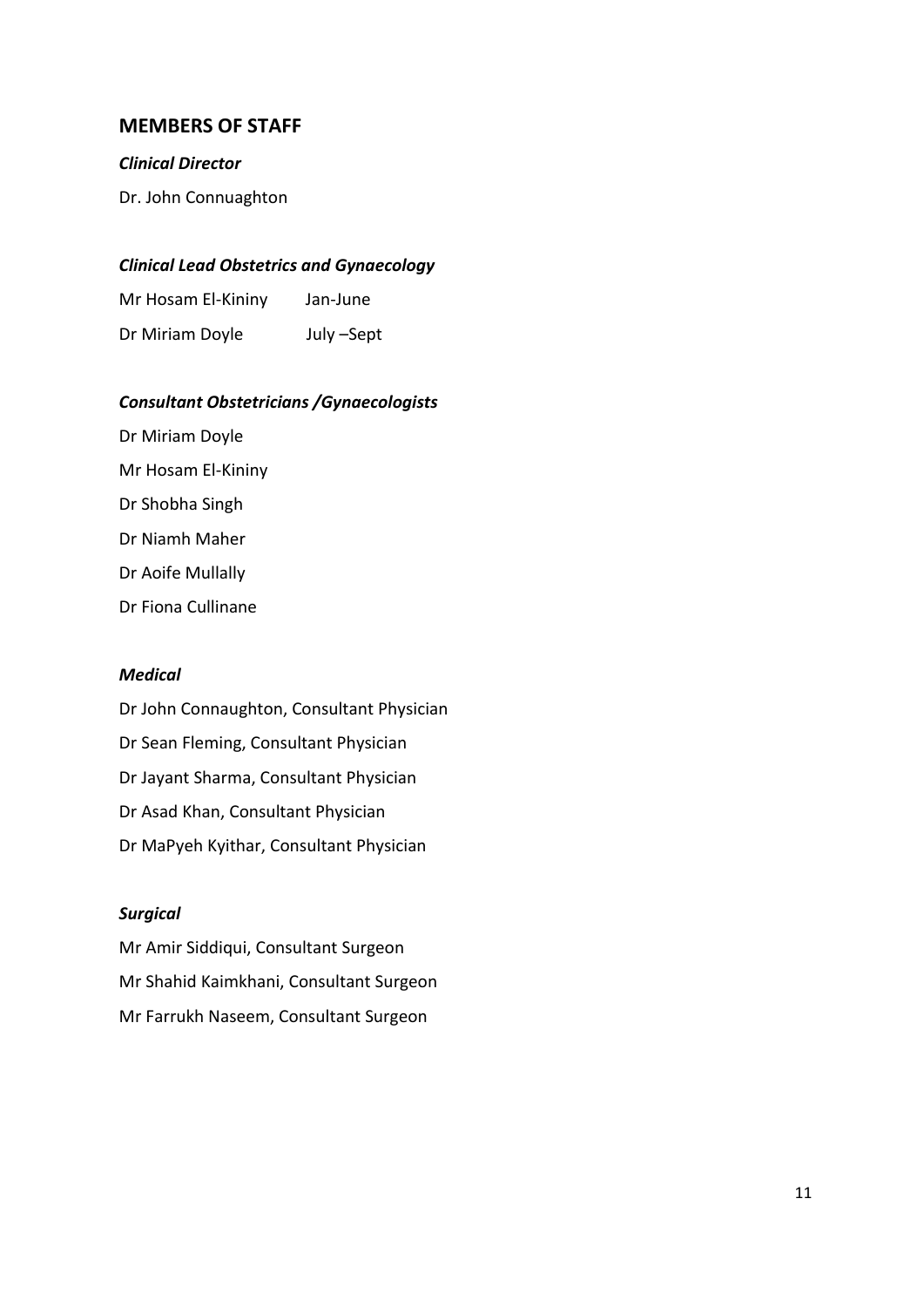## MEMBERS OF STAFF

***Clinical Director***

Dr. John Connuaghton

***Clinical Lead Obstetrics and Gynaecology***

| | |
|---|---|
| Mr Hosam El-Kininy | Jan-June |
| Dr Miriam Doyle | July –Sept |

***Consultant Obstetricians /Gynaecologists***

Dr Miriam Doyle

Mr Hosam El-Kininy

Dr Shobha Singh

Dr Niamh Maher

Dr Aoife Mullally

Dr Fiona Cullinane

***Medical***

Dr John Connaughton, Consultant Physician

Dr Sean Fleming, Consultant Physician

Dr Jayant Sharma, Consultant Physician

Dr Asad Khan, Consultant Physician

Dr MaPyeh Kyithar, Consultant Physician

***Surgical***

Mr Amir Siddiqui, Consultant Surgeon

Mr Shahid Kaimkhani, Consultant Surgeon

Mr Farrukh Naseem, Consultant Surgeon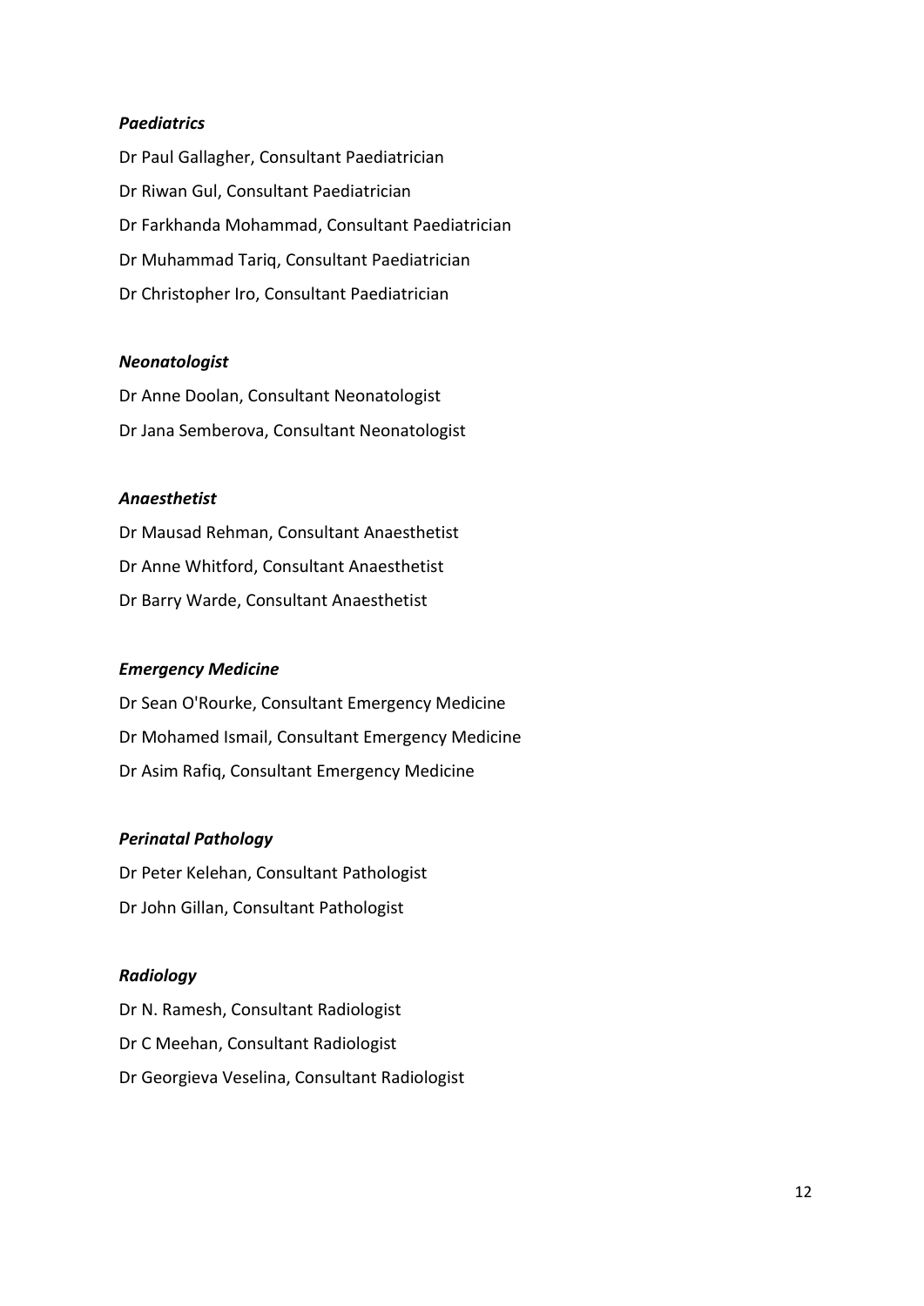*Paediatrics*

Dr Paul Gallagher, Consultant Paediatrician

Dr Riwan Gul, Consultant Paediatrician

Dr Farkhanda Mohammad, Consultant Paediatrician

Dr Muhammad Tariq, Consultant Paediatrician

Dr Christopher Iro, Consultant Paediatrician

*Neonatologist*

Dr Anne Doolan, Consultant Neonatologist

Dr Jana Semberova, Consultant Neonatologist

*Anaesthetist*

Dr Mausad Rehman, Consultant Anaesthetist

Dr Anne Whitford, Consultant Anaesthetist

Dr Barry Warde, Consultant Anaesthetist

*Emergency Medicine*

Dr Sean O'Rourke, Consultant Emergency Medicine

Dr Mohamed Ismail, Consultant Emergency Medicine

Dr Asim Rafiq, Consultant Emergency Medicine

*Perinatal Pathology*

Dr Peter Kelehan, Consultant Pathologist

Dr John Gillan, Consultant Pathologist

*Radiology*

Dr N. Ramesh, Consultant Radiologist

Dr C Meehan, Consultant Radiologist

Dr Georgieva Veselina, Consultant Radiologist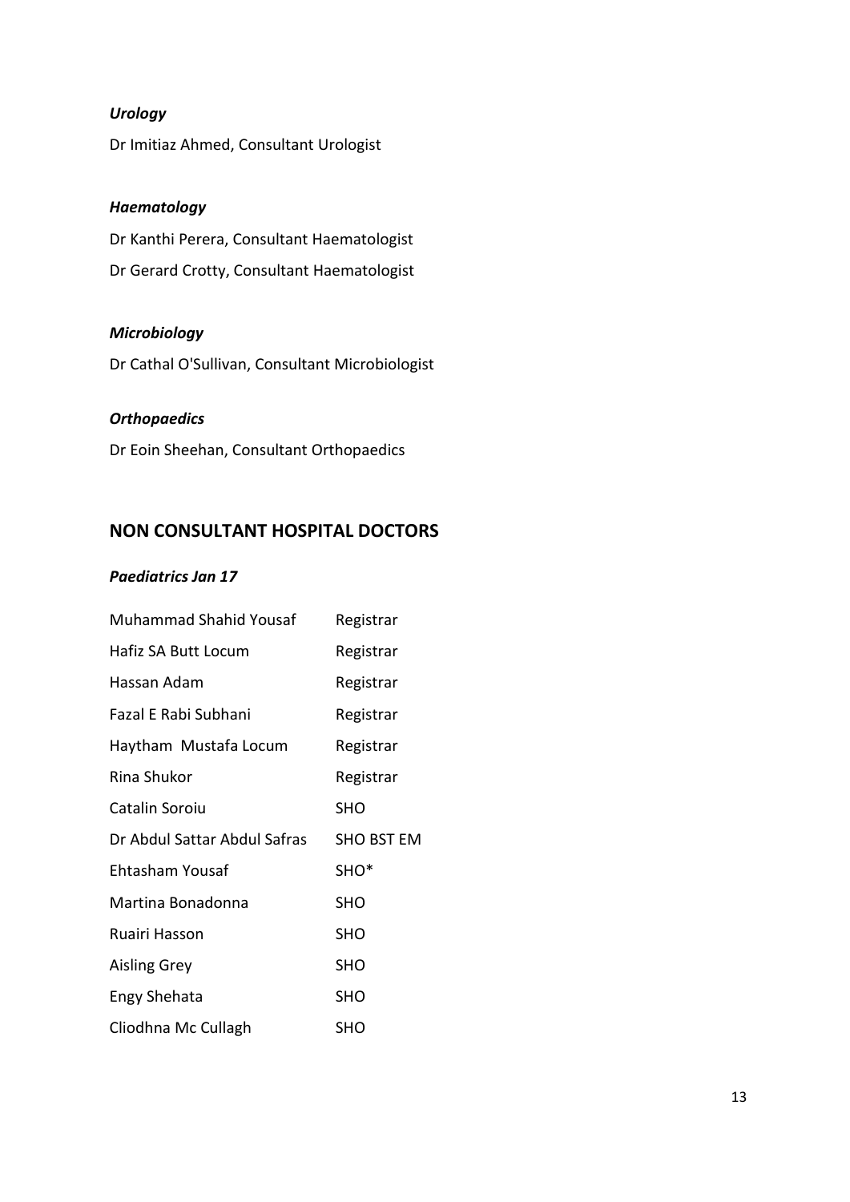*Urology*

Dr Imitiaz Ahmed, Consultant Urologist

*Haematology*

Dr Kanthi Perera, Consultant Haematologist

Dr Gerard Crotty, Consultant Haematologist

*Microbiology*

Dr Cathal O'Sullivan, Consultant Microbiologist

*Orthopaedics*

Dr Eoin Sheehan, Consultant Orthopaedics

## NON CONSULTANT HOSPITAL DOCTORS

*Paediatrics Jan 17*

| Name | Grade |
|---|---|
| Muhammad Shahid Yousaf | Registrar |
| Hafiz SA Butt Locum | Registrar |
| Hassan Adam | Registrar |
| Fazal E Rabi Subhani | Registrar |
| Haytham Mustafa Locum | Registrar |
| Rina Shukor | Registrar |
| Catalin Soroiu | SHO |
| Dr Abdul Sattar Abdul Safras | SHO BST EM |
| Ehtasham Yousaf | SHO* |
| Martina Bonadonna | SHO |
| Ruairi Hasson | SHO |
| Aisling Grey | SHO |
| Engy Shehata | SHO |
| Cliodhna Mc Cullagh | SHO |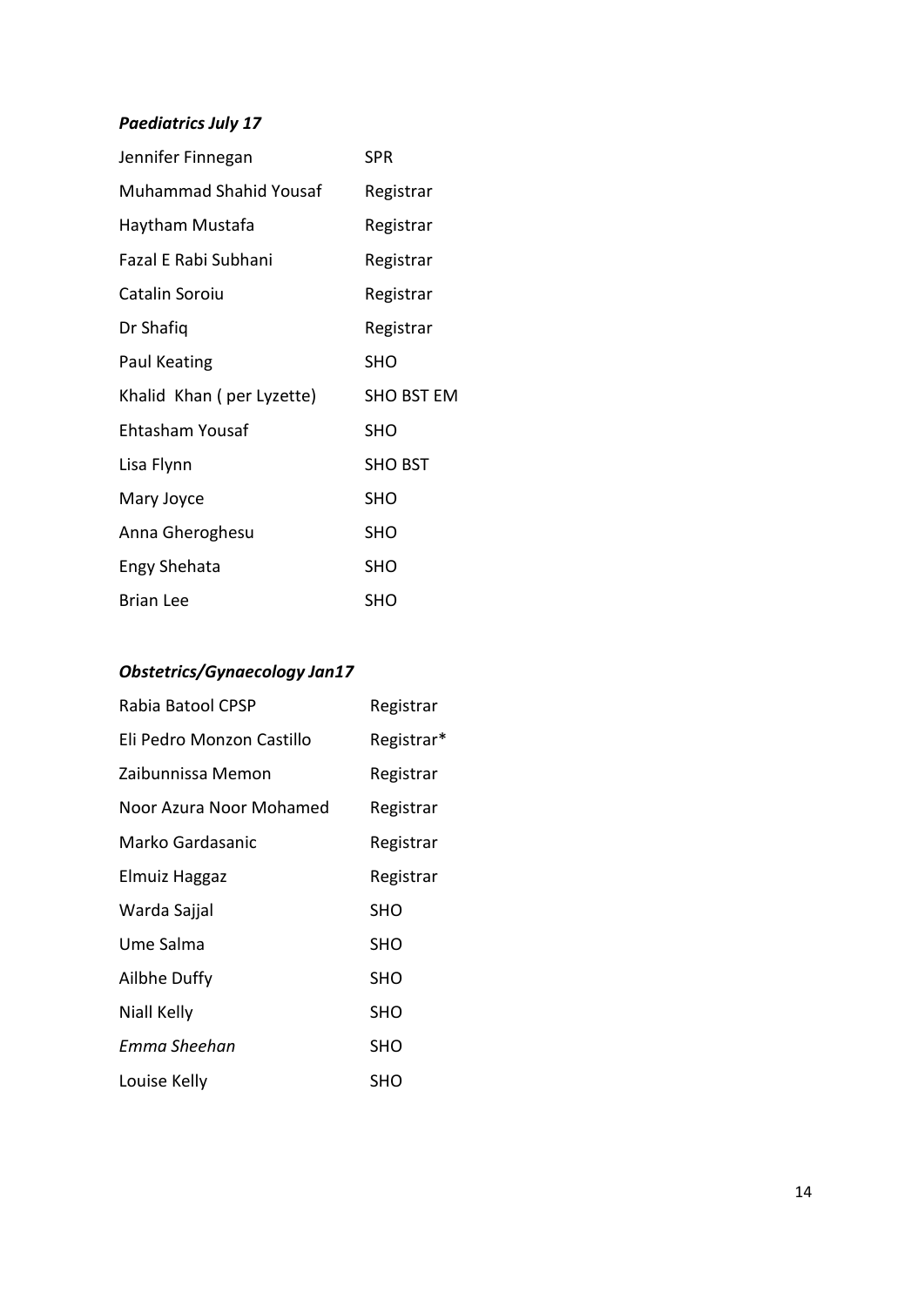***Paediatrics July 17***

| | |
|---|---|
| Jennifer Finnegan | SPR |
| Muhammad Shahid Yousaf | Registrar |
| Haytham Mustafa | Registrar |
| Fazal E Rabi Subhani | Registrar |
| Catalin Soroiu | Registrar |
| Dr Shafiq | Registrar |
| Paul Keating | SHO |
| Khalid Khan ( per Lyzette) | SHO BST EM |
| Ehtasham Yousaf | SHO |
| Lisa Flynn | SHO BST |
| Mary Joyce | SHO |
| Anna Gheroghesu | SHO |
| Engy Shehata | SHO |
| Brian Lee | SHO |

***Obstetrics/Gynaecology Jan17***

| | |
|---|---|
| Rabia Batool CPSP | Registrar |
| Eli Pedro Monzon Castillo | Registrar* |
| Zaibunnissa Memon | Registrar |
| Noor Azura Noor Mohamed | Registrar |
| Marko Gardasanic | Registrar |
| Elmuiz Haggaz | Registrar |
| Warda Sajjal | SHO |
| Ume Salma | SHO |
| Ailbhe Duffy | SHO |
| Niall Kelly | SHO |
| *Emma Sheehan* | SHO |
| Louise Kelly | SHO |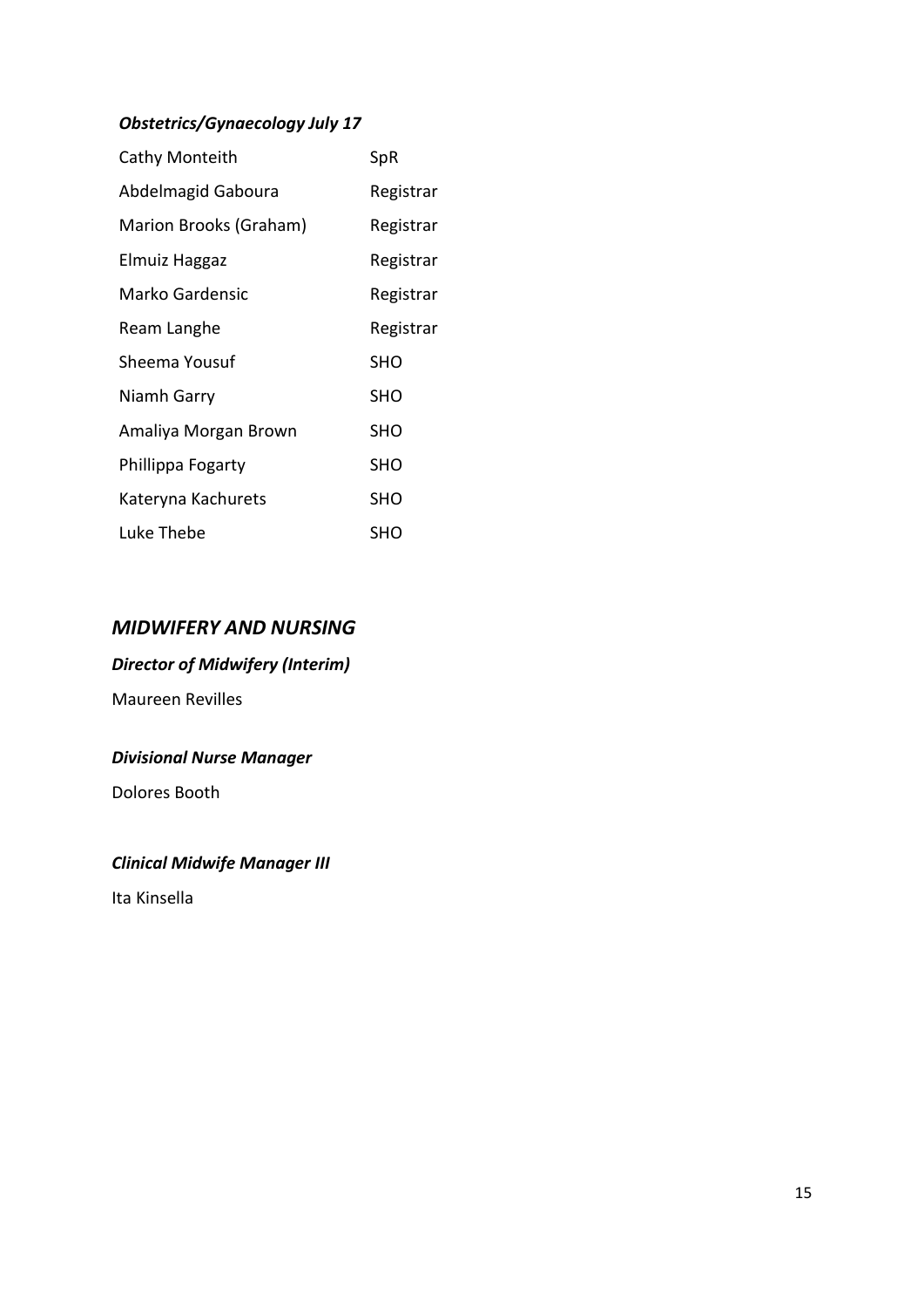***Obstetrics/Gynaecology July 17***

| | |
|---|---|
| Cathy Monteith | SpR |
| Abdelmagid Gaboura | Registrar |
| Marion Brooks (Graham) | Registrar |
| Elmuiz Haggaz | Registrar |
| Marko Gardensic | Registrar |
| Ream Langhe | Registrar |
| Sheema Yousuf | SHO |
| Niamh Garry | SHO |
| Amaliya Morgan Brown | SHO |
| Phillippa Fogarty | SHO |
| Kateryna Kachurets | SHO |
| Luke Thebe | SHO |

## *MIDWIFERY AND NURSING*

***Director of Midwifery (Interim)***

Maureen Revilles

***Divisional Nurse Manager***

Dolores Booth

***Clinical Midwife Manager III***

Ita Kinsella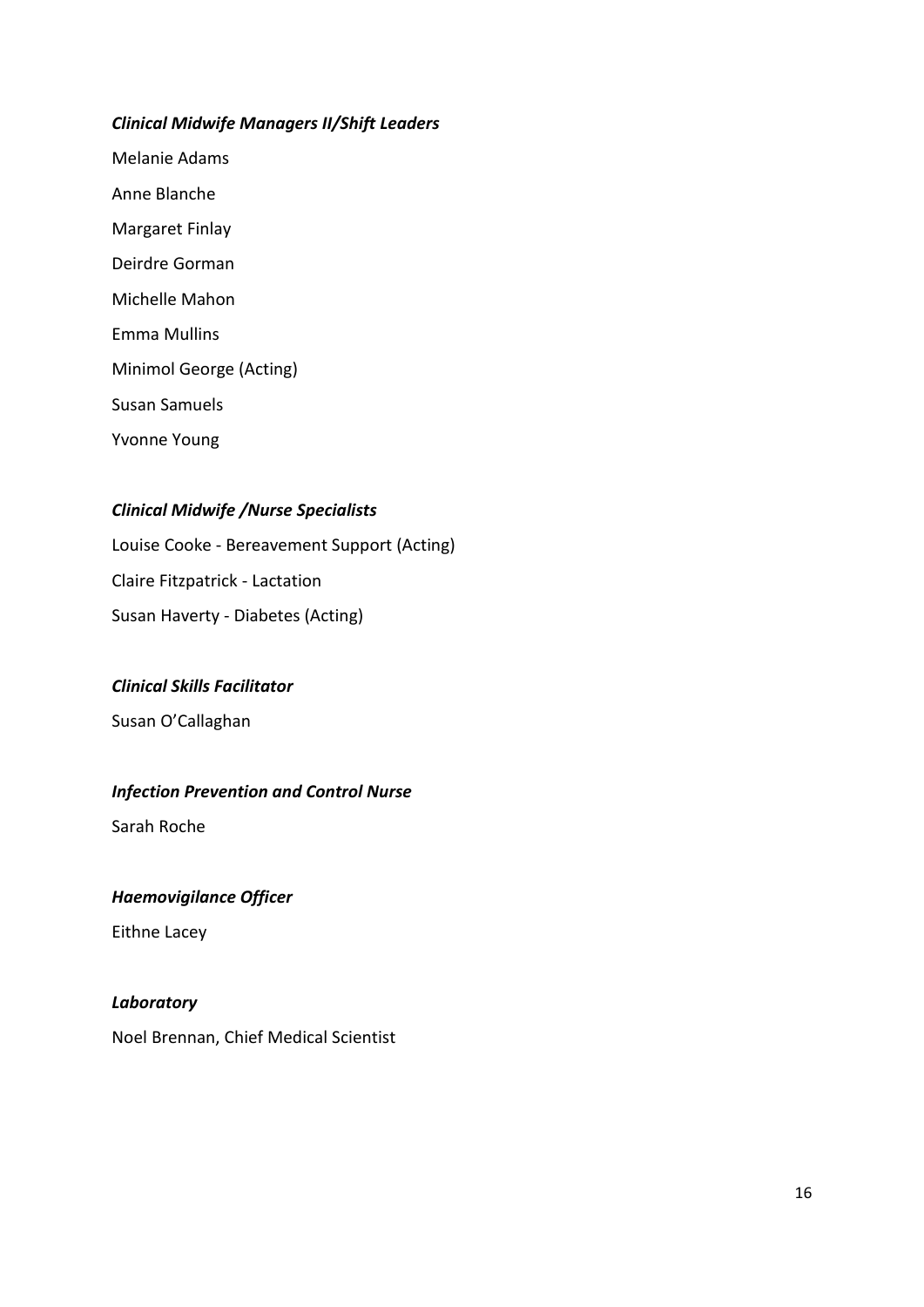***Clinical Midwife Managers II/Shift Leaders***

Melanie Adams

Anne Blanche

Margaret Finlay

Deirdre Gorman

Michelle Mahon

Emma Mullins

Minimol George (Acting)

Susan Samuels

Yvonne Young

***Clinical Midwife /Nurse Specialists***

Louise Cooke - Bereavement Support (Acting)

Claire Fitzpatrick - Lactation

Susan Haverty - Diabetes (Acting)

***Clinical Skills Facilitator***

Susan O'Callaghan

***Infection Prevention and Control Nurse***

Sarah Roche

***Haemovigilance Officer***

Eithne Lacey

***Laboratory***

Noel Brennan, Chief Medical Scientist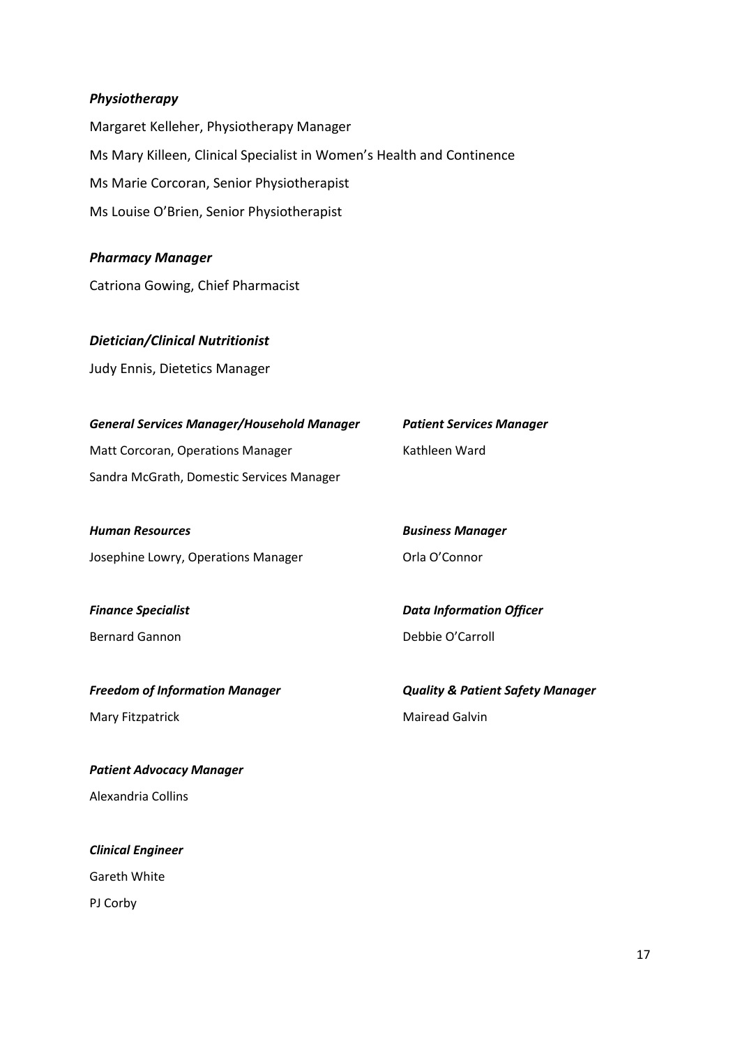*Physiotherapy*

Margaret Kelleher, Physiotherapy Manager

Ms Mary Killeen, Clinical Specialist in Women's Health and Continence

Ms Marie Corcoran, Senior Physiotherapist

Ms Louise O'Brien, Senior Physiotherapist

*Pharmacy Manager*

Catriona Gowing, Chief Pharmacist

*Dietician/Clinical Nutritionist*

Judy Ennis, Dietetics Manager

*General Services Manager/Household Manager*

Matt Corcoran, Operations Manager

Sandra McGrath, Domestic Services Manager

*Patient Services Manager*

Kathleen Ward

*Human Resources*

Josephine Lowry, Operations Manager

*Business Manager*

Orla O'Connor

*Finance Specialist*

Bernard Gannon

*Data Information Officer*

Debbie O'Carroll

*Freedom of Information Manager*

Mary Fitzpatrick

*Quality & Patient Safety Manager*

Mairead Galvin

*Patient Advocacy Manager*

Alexandria Collins

*Clinical Engineer*

Gareth White

PJ Corby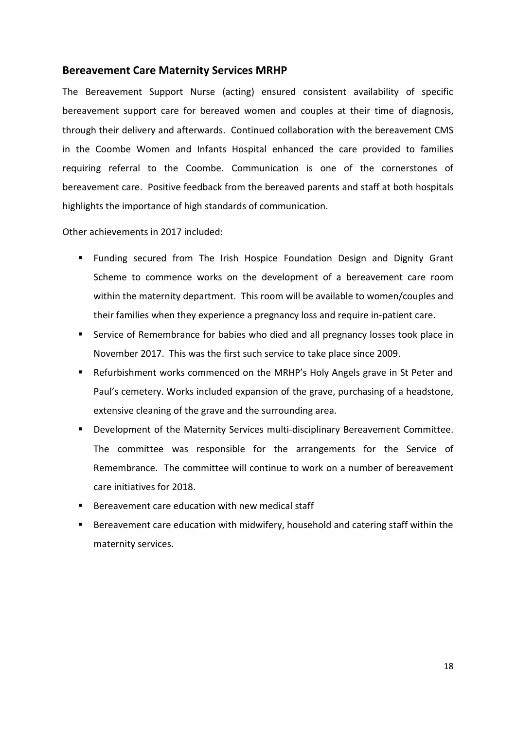## Bereavement Care Maternity Services MRHP

The Bereavement Support Nurse (acting) ensured consistent availability of specific bereavement support care for bereaved women and couples at their time of diagnosis, through their delivery and afterwards. Continued collaboration with the bereavement CMS in the Coombe Women and Infants Hospital enhanced the care provided to families requiring referral to the Coombe. Communication is one of the cornerstones of bereavement care. Positive feedback from the bereaved parents and staff at both hospitals highlights the importance of high standards of communication.

Other achievements in 2017 included:

- Funding secured from The Irish Hospice Foundation Design and Dignity Grant Scheme to commence works on the development of a bereavement care room within the maternity department. This room will be available to women/couples and their families when they experience a pregnancy loss and require in-patient care.
- Service of Remembrance for babies who died and all pregnancy losses took place in November 2017. This was the first such service to take place since 2009.
- Refurbishment works commenced on the MRHP's Holy Angels grave in St Peter and Paul's cemetery. Works included expansion of the grave, purchasing of a headstone, extensive cleaning of the grave and the surrounding area.
- Development of the Maternity Services multi-disciplinary Bereavement Committee. The committee was responsible for the arrangements for the Service of Remembrance. The committee will continue to work on a number of bereavement care initiatives for 2018.
- Bereavement care education with new medical staff
- Bereavement care education with midwifery, household and catering staff within the maternity services.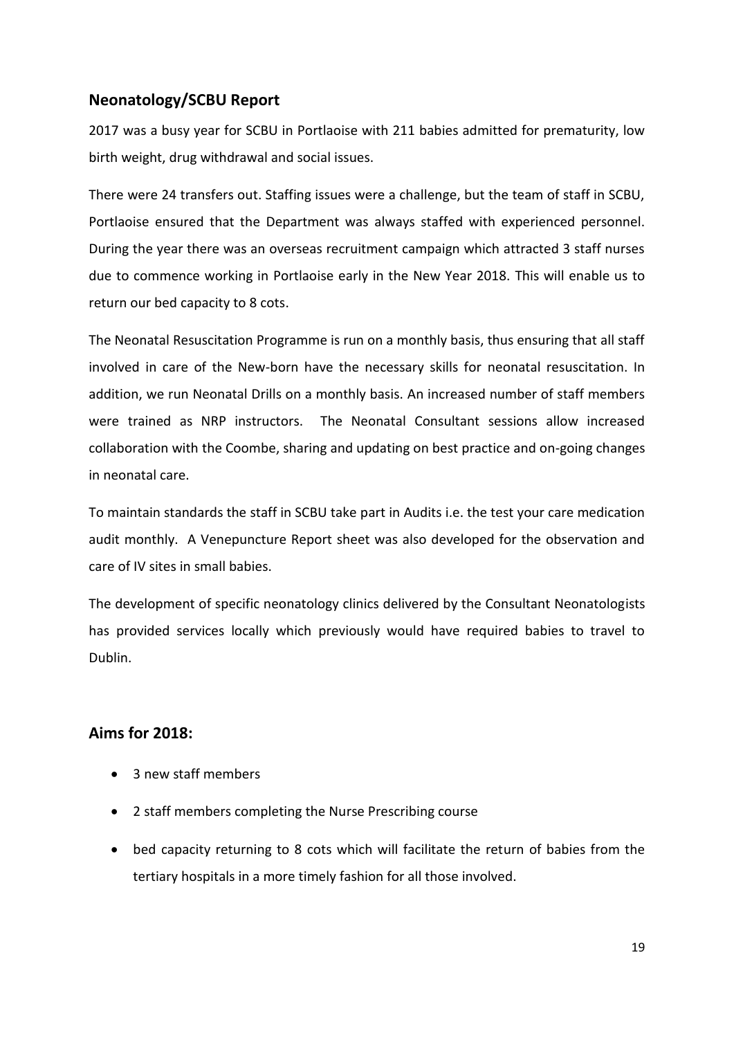## Neonatology/SCBU Report

2017 was a busy year for SCBU in Portlaoise with 211 babies admitted for prematurity, low birth weight, drug withdrawal and social issues.

There were 24 transfers out. Staffing issues were a challenge, but the team of staff in SCBU, Portlaoise ensured that the Department was always staffed with experienced personnel. During the year there was an overseas recruitment campaign which attracted 3 staff nurses due to commence working in Portlaoise early in the New Year 2018. This will enable us to return our bed capacity to 8 cots.

The Neonatal Resuscitation Programme is run on a monthly basis, thus ensuring that all staff involved in care of the New-born have the necessary skills for neonatal resuscitation. In addition, we run Neonatal Drills on a monthly basis. An increased number of staff members were trained as NRP instructors. The Neonatal Consultant sessions allow increased collaboration with the Coombe, sharing and updating on best practice and on-going changes in neonatal care.

To maintain standards the staff in SCBU take part in Audits i.e. the test your care medication audit monthly. A Venepuncture Report sheet was also developed for the observation and care of IV sites in small babies.

The development of specific neonatology clinics delivered by the Consultant Neonatologists has provided services locally which previously would have required babies to travel to Dublin.

## Aims for 2018:

- 3 new staff members
- 2 staff members completing the Nurse Prescribing course
- bed capacity returning to 8 cots which will facilitate the return of babies from the tertiary hospitals in a more timely fashion for all those involved.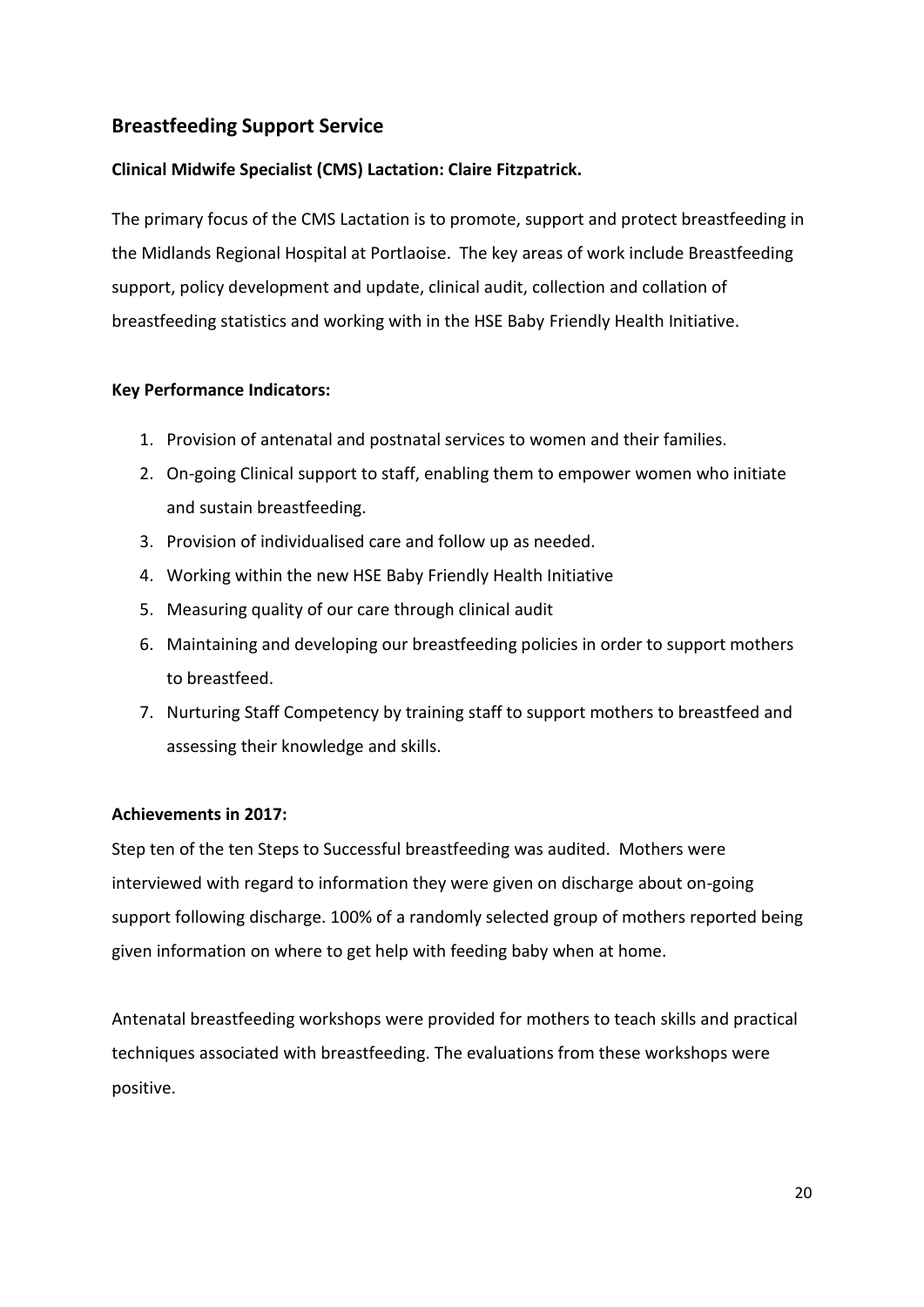## Breastfeeding Support Service

**Clinical Midwife Specialist (CMS) Lactation: Claire Fitzpatrick.**

The primary focus of the CMS Lactation is to promote, support and protect breastfeeding in the Midlands Regional Hospital at Portlaoise. The key areas of work include Breastfeeding support, policy development and update, clinical audit, collection and collation of breastfeeding statistics and working with in the HSE Baby Friendly Health Initiative.

**Key Performance Indicators:**

1. Provision of antenatal and postnatal services to women and their families.
2. On-going Clinical support to staff, enabling them to empower women who initiate and sustain breastfeeding.
3. Provision of individualised care and follow up as needed.
4. Working within the new HSE Baby Friendly Health Initiative
5. Measuring quality of our care through clinical audit
6. Maintaining and developing our breastfeeding policies in order to support mothers to breastfeed.
7. Nurturing Staff Competency by training staff to support mothers to breastfeed and assessing their knowledge and skills.

**Achievements in 2017:**

Step ten of the ten Steps to Successful breastfeeding was audited. Mothers were interviewed with regard to information they were given on discharge about on-going support following discharge. 100% of a randomly selected group of mothers reported being given information on where to get help with feeding baby when at home.

Antenatal breastfeeding workshops were provided for mothers to teach skills and practical techniques associated with breastfeeding. The evaluations from these workshops were positive.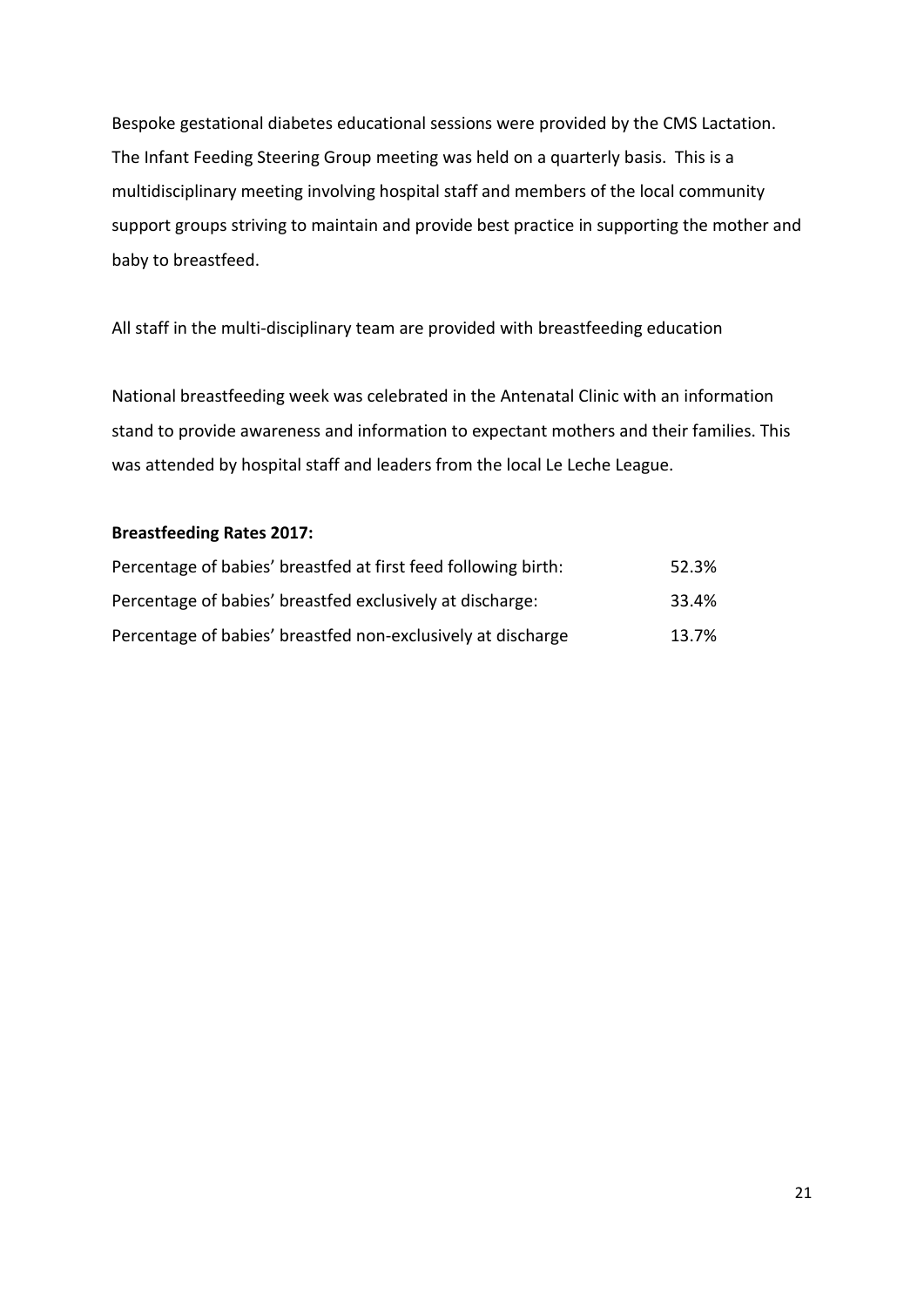Bespoke gestational diabetes educational sessions were provided by the CMS Lactation. The Infant Feeding Steering Group meeting was held on a quarterly basis. This is a multidisciplinary meeting involving hospital staff and members of the local community support groups striving to maintain and provide best practice in supporting the mother and baby to breastfeed.

All staff in the multi-disciplinary team are provided with breastfeeding education

National breastfeeding week was celebrated in the Antenatal Clinic with an information stand to provide awareness and information to expectant mothers and their families. This was attended by hospital staff and leaders from the local Le Leche League.

**Breastfeeding Rates 2017:**

| | |
|---|---|
| Percentage of babies' breastfed at first feed following birth: | 52.3% |
| Percentage of babies' breastfed exclusively at discharge: | 33.4% |
| Percentage of babies' breastfed non-exclusively at discharge | 13.7% |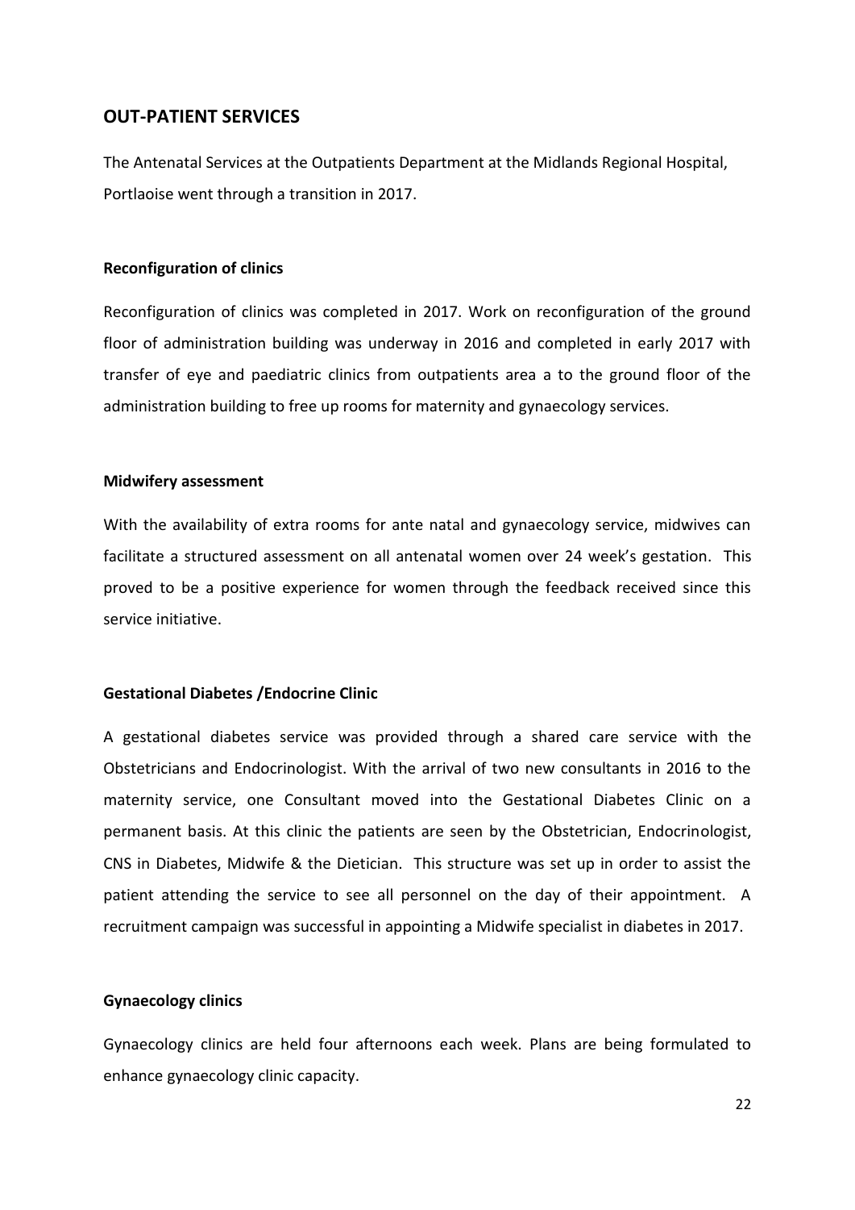## OUT-PATIENT SERVICES

The Antenatal Services at the Outpatients Department at the Midlands Regional Hospital, Portlaoise went through a transition in 2017.

### Reconfiguration of clinics

Reconfiguration of clinics was completed in 2017. Work on reconfiguration of the ground floor of administration building was underway in 2016 and completed in early 2017 with transfer of eye and paediatric clinics from outpatients area a to the ground floor of the administration building to free up rooms for maternity and gynaecology services.

### Midwifery assessment

With the availability of extra rooms for ante natal and gynaecology service, midwives can facilitate a structured assessment on all antenatal women over 24 week's gestation. This proved to be a positive experience for women through the feedback received since this service initiative.

### Gestational Diabetes /Endocrine Clinic

A gestational diabetes service was provided through a shared care service with the Obstetricians and Endocrinologist. With the arrival of two new consultants in 2016 to the maternity service, one Consultant moved into the Gestational Diabetes Clinic on a permanent basis. At this clinic the patients are seen by the Obstetrician, Endocrinologist, CNS in Diabetes, Midwife & the Dietician. This structure was set up in order to assist the patient attending the service to see all personnel on the day of their appointment. A recruitment campaign was successful in appointing a Midwife specialist in diabetes in 2017.

### Gynaecology clinics

Gynaecology clinics are held four afternoons each week. Plans are being formulated to enhance gynaecology clinic capacity.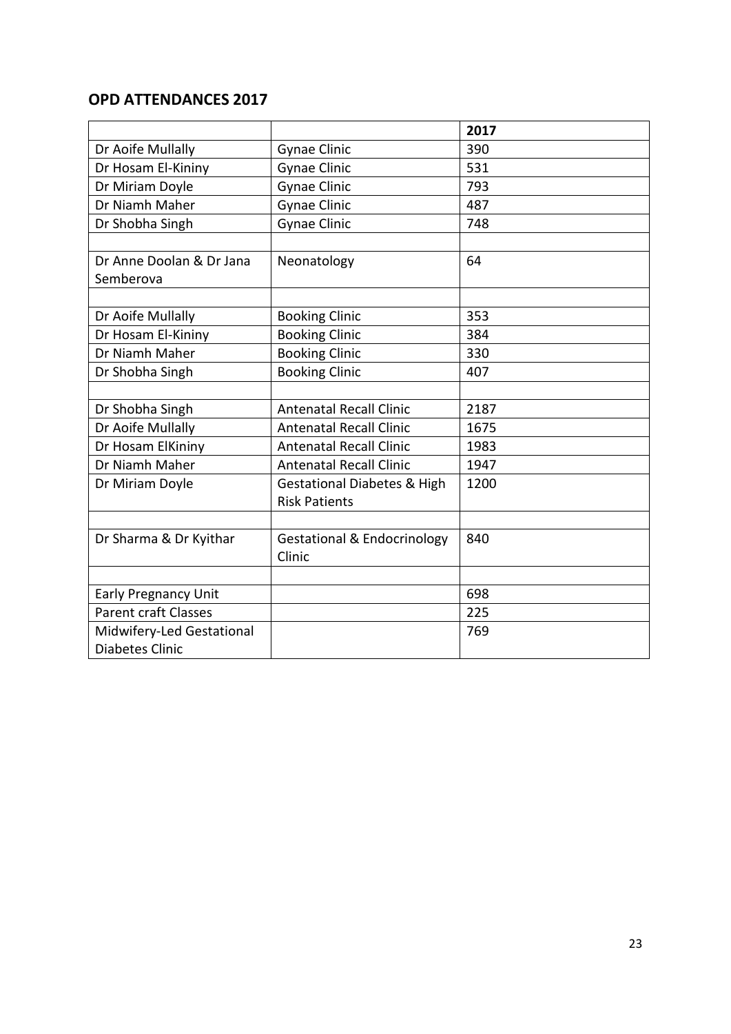## OPD ATTENDANCES 2017

| | | 2017 |
|---|---|---|
| Dr Aoife Mullally | Gynae Clinic | 390 |
| Dr Hosam El-Kininy | Gynae Clinic | 531 |
| Dr Miriam Doyle | Gynae Clinic | 793 |
| Dr Niamh Maher | Gynae Clinic | 487 |
| Dr Shobha Singh | Gynae Clinic | 748 |
| | | |
| Dr Anne Doolan & Dr Jana Semberova | Neonatology | 64 |
| | | |
| Dr Aoife Mullally | Booking Clinic | 353 |
| Dr Hosam El-Kininy | Booking Clinic | 384 |
| Dr Niamh Maher | Booking Clinic | 330 |
| Dr Shobha Singh | Booking Clinic | 407 |
| | | |
| Dr Shobha Singh | Antenatal Recall Clinic | 2187 |
| Dr Aoife Mullally | Antenatal Recall Clinic | 1675 |
| Dr Hosam ElKininy | Antenatal Recall Clinic | 1983 |
| Dr Niamh Maher | Antenatal Recall Clinic | 1947 |
| Dr Miriam Doyle | Gestational Diabetes & High Risk Patients | 1200 |
| | | |
| Dr Sharma & Dr Kyithar | Gestational & Endocrinology Clinic | 840 |
| | | |
| Early Pregnancy Unit | | 698 |
| Parent craft Classes | | 225 |
| Midwifery-Led Gestational Diabetes Clinic | | 769 |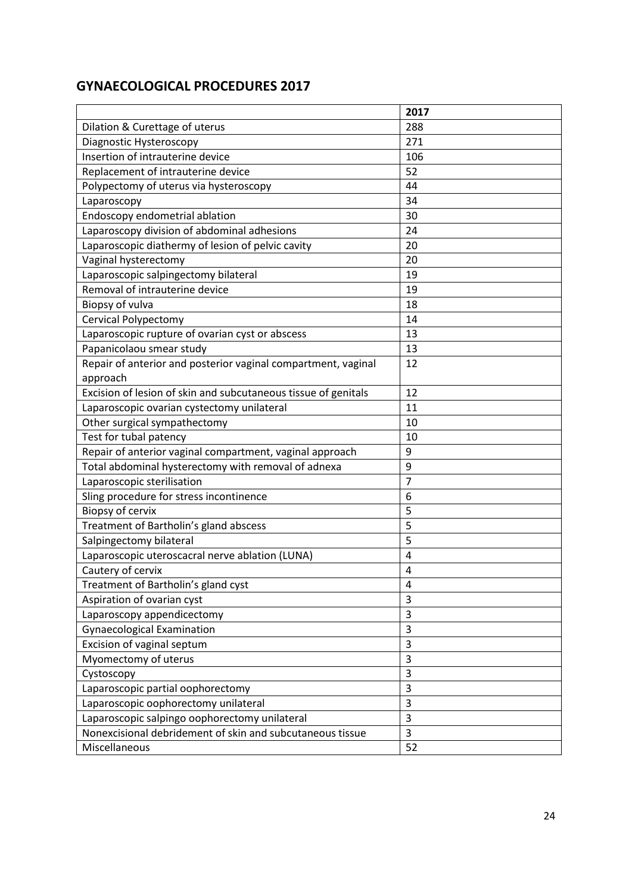## GYNAECOLOGICAL PROCEDURES 2017

| | 2017 |
|---|---|
| Dilation & Curettage of uterus | 288 |
| Diagnostic Hysteroscopy | 271 |
| Insertion of intrauterine device | 106 |
| Replacement of intrauterine device | 52 |
| Polypectomy of uterus via hysteroscopy | 44 |
| Laparoscopy | 34 |
| Endoscopy endometrial ablation | 30 |
| Laparoscopy division of abdominal adhesions | 24 |
| Laparoscopic diathermy of lesion of pelvic cavity | 20 |
| Vaginal hysterectomy | 20 |
| Laparoscopic salpingectomy bilateral | 19 |
| Removal of intrauterine device | 19 |
| Biopsy of vulva | 18 |
| Cervical Polypectomy | 14 |
| Laparoscopic rupture of ovarian cyst or abscess | 13 |
| Papanicolaou smear study | 13 |
| Repair of anterior and posterior vaginal compartment, vaginal approach | 12 |
| Excision of lesion of skin and subcutaneous tissue of genitals | 12 |
| Laparoscopic ovarian cystectomy unilateral | 11 |
| Other surgical sympathectomy | 10 |
| Test for tubal patency | 10 |
| Repair of anterior vaginal compartment, vaginal approach | 9 |
| Total abdominal hysterectomy with removal of adnexa | 9 |
| Laparoscopic sterilisation | 7 |
| Sling procedure for stress incontinence | 6 |
| Biopsy of cervix | 5 |
| Treatment of Bartholin's gland abscess | 5 |
| Salpingectomy bilateral | 5 |
| Laparoscopic uteroscacral nerve ablation (LUNA) | 4 |
| Cautery of cervix | 4 |
| Treatment of Bartholin's gland cyst | 4 |
| Aspiration of ovarian cyst | 3 |
| Laparoscopy appendicectomy | 3 |
| Gynaecological Examination | 3 |
| Excision of vaginal septum | 3 |
| Myomectomy of uterus | 3 |
| Cystoscopy | 3 |
| Laparoscopic partial oophorectomy | 3 |
| Laparoscopic oophorectomy unilateral | 3 |
| Laparoscopic salpingo oophorectomy unilateral | 3 |
| Nonexcisional debridement of skin and subcutaneous tissue | 3 |
| Miscellaneous | 52 |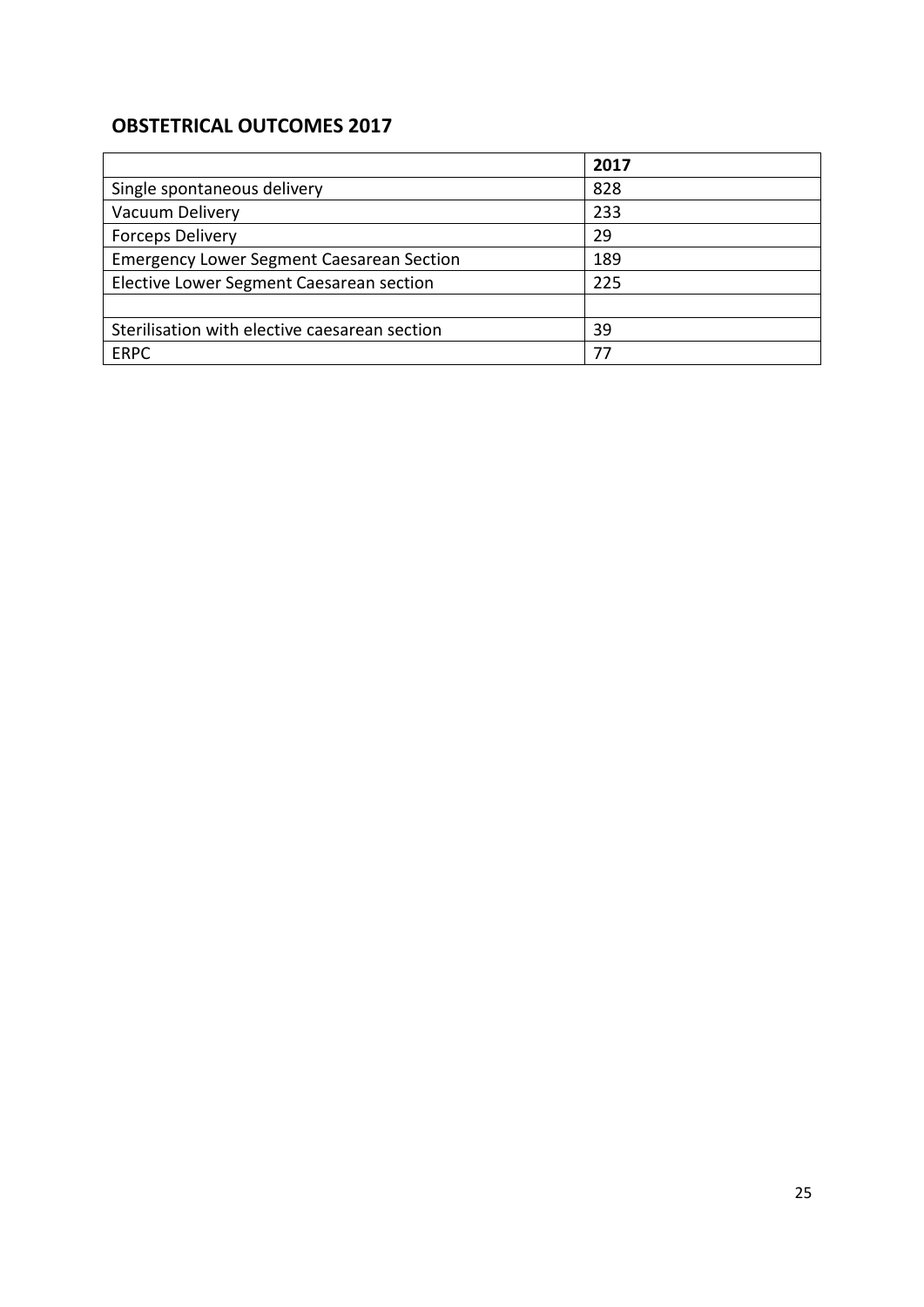## OBSTETRICAL OUTCOMES 2017

| | **2017** |
|---|---|
| Single spontaneous delivery | 828 |
| Vacuum Delivery | 233 |
| Forceps Delivery | 29 |
| Emergency Lower Segment Caesarean Section | 189 |
| Elective Lower Segment Caesarean section | 225 |
| | |
| Sterilisation with elective caesarean section | 39 |
| ERPC | 77 |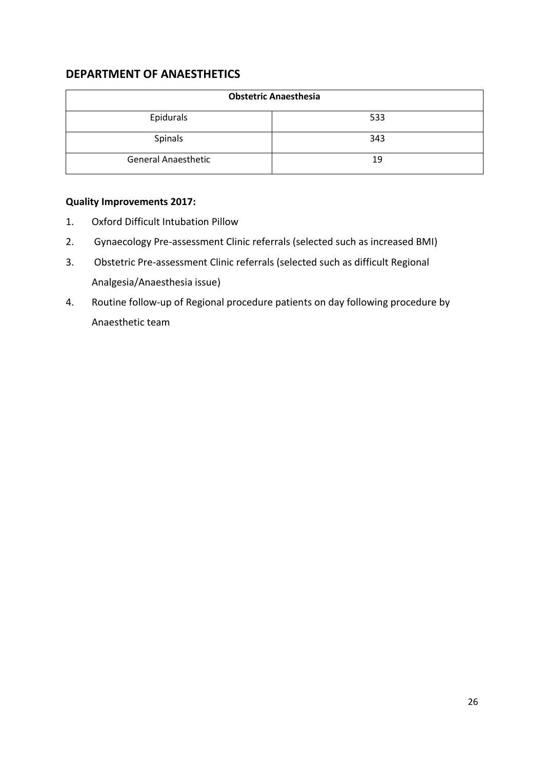## DEPARTMENT OF ANAESTHETICS

| Obstetric Anaesthesia | |
|---|---|
| Epidurals | 533 |
| Spinals | 343 |
| General Anaesthetic | 19 |

**Quality Improvements 2017:**

1. Oxford Difficult Intubation Pillow
2. Gynaecology Pre-assessment Clinic referrals (selected such as increased BMI)
3. Obstetric Pre-assessment Clinic referrals (selected such as difficult Regional Analgesia/Anaesthesia issue)
4. Routine follow-up of Regional procedure patients on day following procedure by Anaesthetic team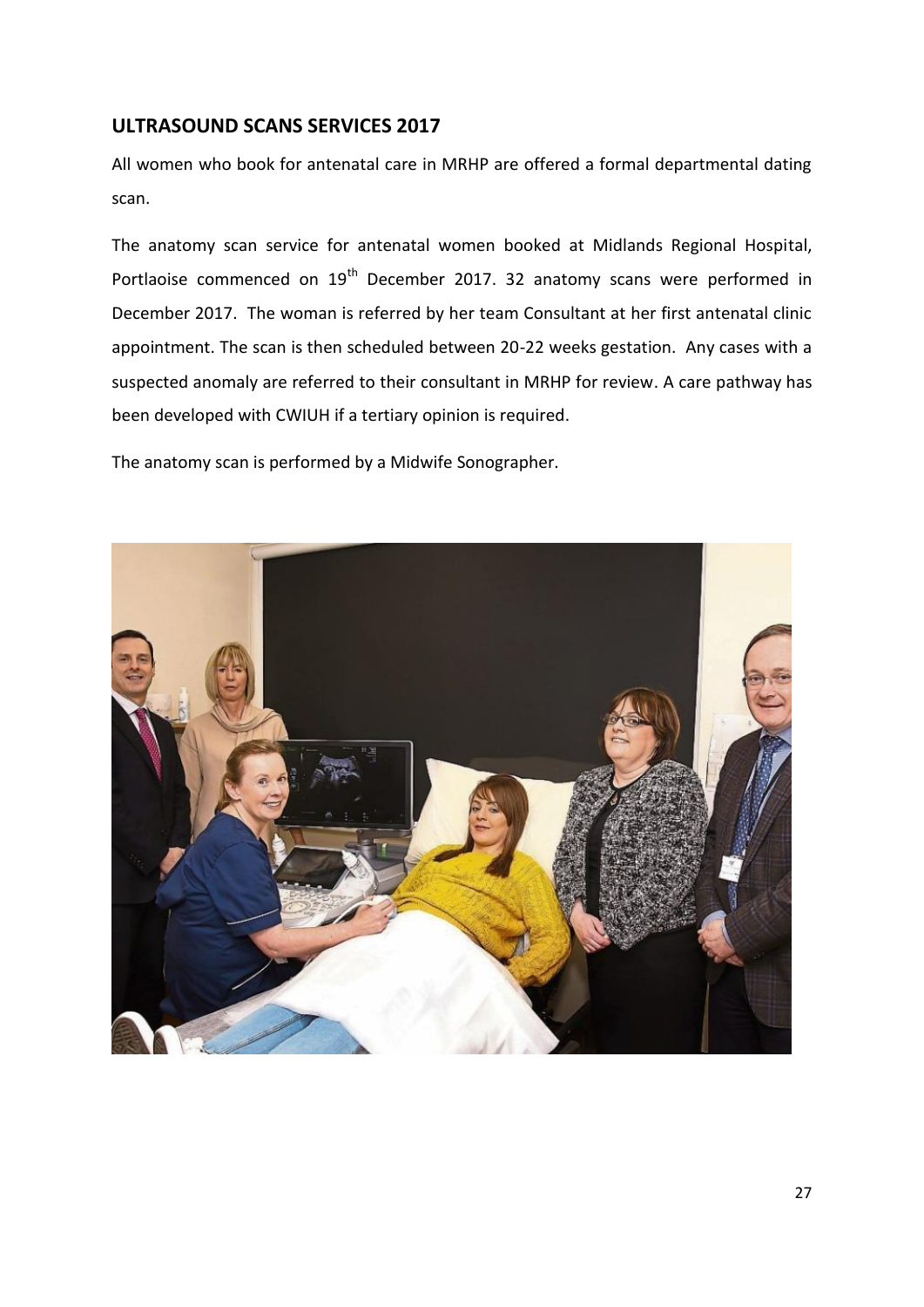## ULTRASOUND SCANS SERVICES 2017

All women who book for antenatal care in MRHP are offered a formal departmental dating scan.

The anatomy scan service for antenatal women booked at Midlands Regional Hospital, Portlaoise commenced on 19th December 2017. 32 anatomy scans were performed in December 2017. The woman is referred by her team Consultant at her first antenatal clinic appointment. The scan is then scheduled between 20-22 weeks gestation. Any cases with a suspected anomaly are referred to their consultant in MRHP for review. A care pathway has been developed with CWIUH if a tertiary opinion is required.

The anatomy scan is performed by a Midwife Sonographer.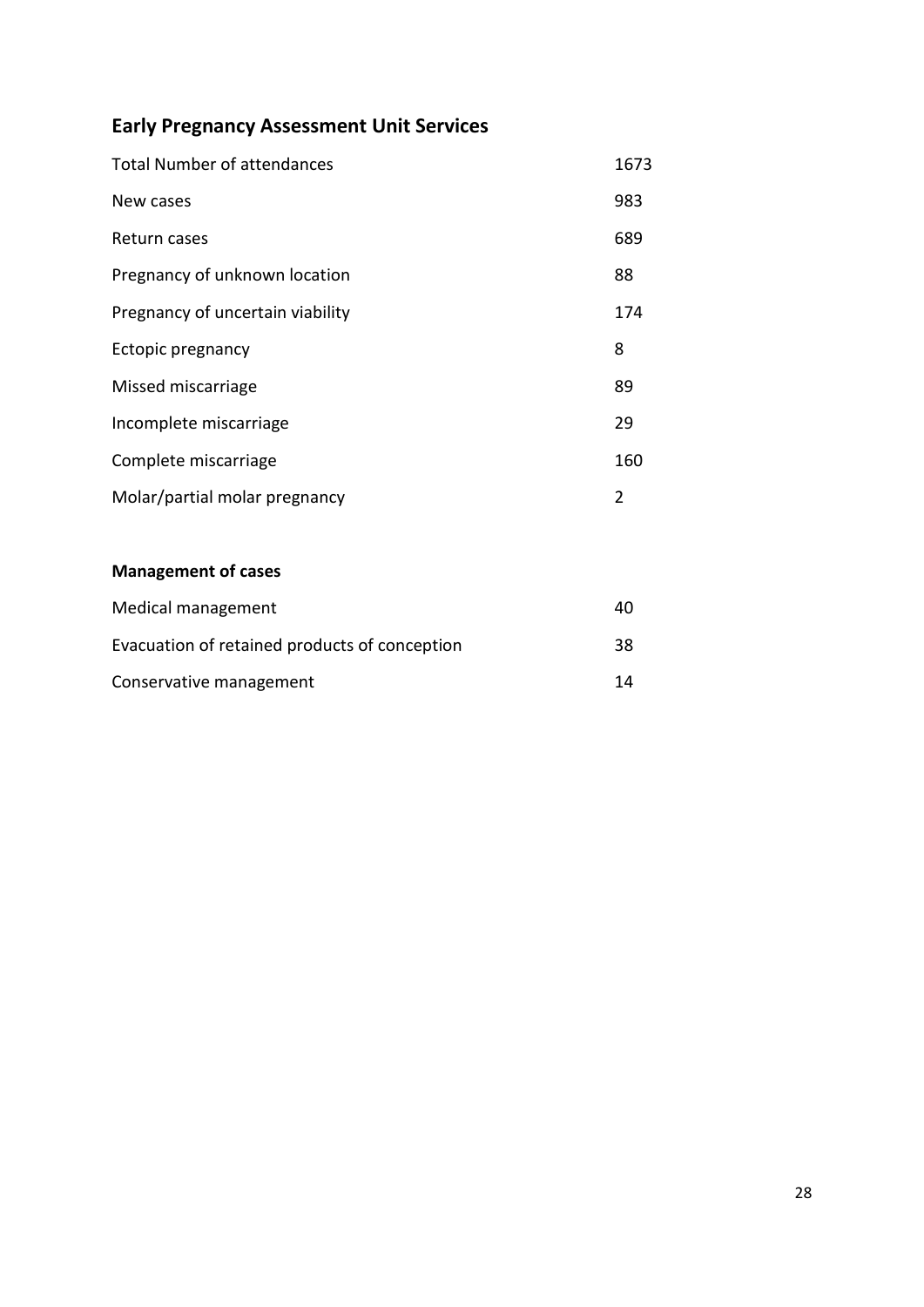## Early Pregnancy Assessment Unit Services

| | |
|---|---|
| Total Number of attendances | 1673 |
| New cases | 983 |
| Return cases | 689 |
| Pregnancy of unknown location | 88 |
| Pregnancy of uncertain viability | 174 |
| Ectopic pregnancy | 8 |
| Missed miscarriage | 89 |
| Incomplete miscarriage | 29 |
| Complete miscarriage | 160 |
| Molar/partial molar pregnancy | 2 |

**Management of cases**

| | |
|---|---|
| Medical management | 40 |
| Evacuation of retained products of conception | 38 |
| Conservative management | 14 |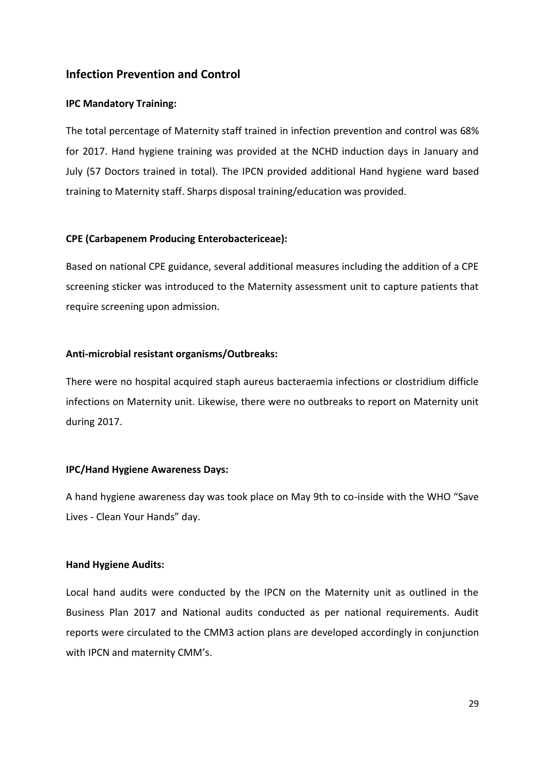## Infection Prevention and Control

**IPC Mandatory Training:**

The total percentage of Maternity staff trained in infection prevention and control was 68% for 2017. Hand hygiene training was provided at the NCHD induction days in January and July (57 Doctors trained in total). The IPCN provided additional Hand hygiene ward based training to Maternity staff. Sharps disposal training/education was provided.

**CPE (Carbapenem Producing Enterobactericeae):**

Based on national CPE guidance, several additional measures including the addition of a CPE screening sticker was introduced to the Maternity assessment unit to capture patients that require screening upon admission.

**Anti-microbial resistant organisms/Outbreaks:**

There were no hospital acquired staph aureus bacteraemia infections or clostridium difficle infections on Maternity unit. Likewise, there were no outbreaks to report on Maternity unit during 2017.

**IPC/Hand Hygiene Awareness Days:**

A hand hygiene awareness day was took place on May 9th to co-inside with the WHO "Save Lives - Clean Your Hands" day.

**Hand Hygiene Audits:**

Local hand audits were conducted by the IPCN on the Maternity unit as outlined in the Business Plan 2017 and National audits conducted as per national requirements. Audit reports were circulated to the CMM3 action plans are developed accordingly in conjunction with IPCN and maternity CMM's.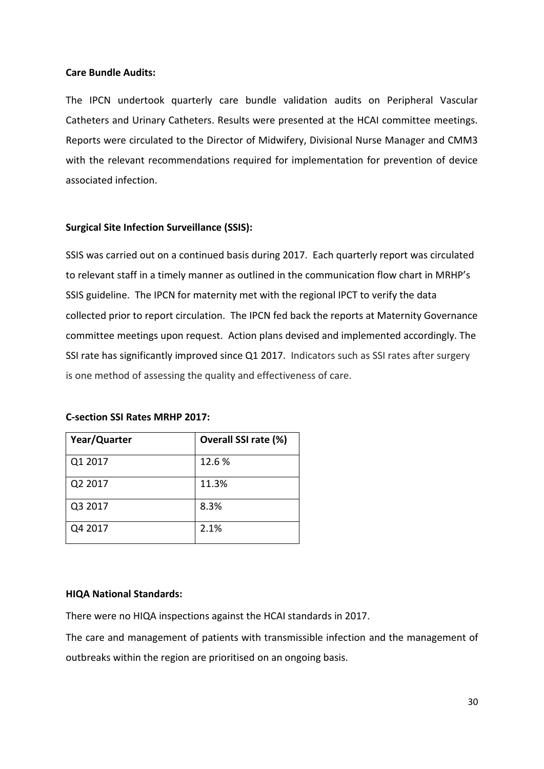**Care Bundle Audits:**

The IPCN undertook quarterly care bundle validation audits on Peripheral Vascular Catheters and Urinary Catheters. Results were presented at the HCAI committee meetings. Reports were circulated to the Director of Midwifery, Divisional Nurse Manager and CMM3 with the relevant recommendations required for implementation for prevention of device associated infection.

**Surgical Site Infection Surveillance (SSIS):**

SSIS was carried out on a continued basis during 2017. Each quarterly report was circulated to relevant staff in a timely manner as outlined in the communication flow chart in MRHP's SSIS guideline. The IPCN for maternity met with the regional IPCT to verify the data collected prior to report circulation. The IPCN fed back the reports at Maternity Governance committee meetings upon request. Action plans devised and implemented accordingly. The SSI rate has significantly improved since Q1 2017. Indicators such as SSI rates after surgery is one method of assessing the quality and effectiveness of care.

**C-section SSI Rates MRHP 2017:**

| Year/Quarter | Overall SSI rate (%) |
|---|---|
| Q1 2017 | 12.6 % |
| Q2 2017 | 11.3% |
| Q3 2017 | 8.3% |
| Q4 2017 | 2.1% |

**HIQA National Standards:**

There were no HIQA inspections against the HCAI standards in 2017.

The care and management of patients with transmissible infection and the management of outbreaks within the region are prioritised on an ongoing basis.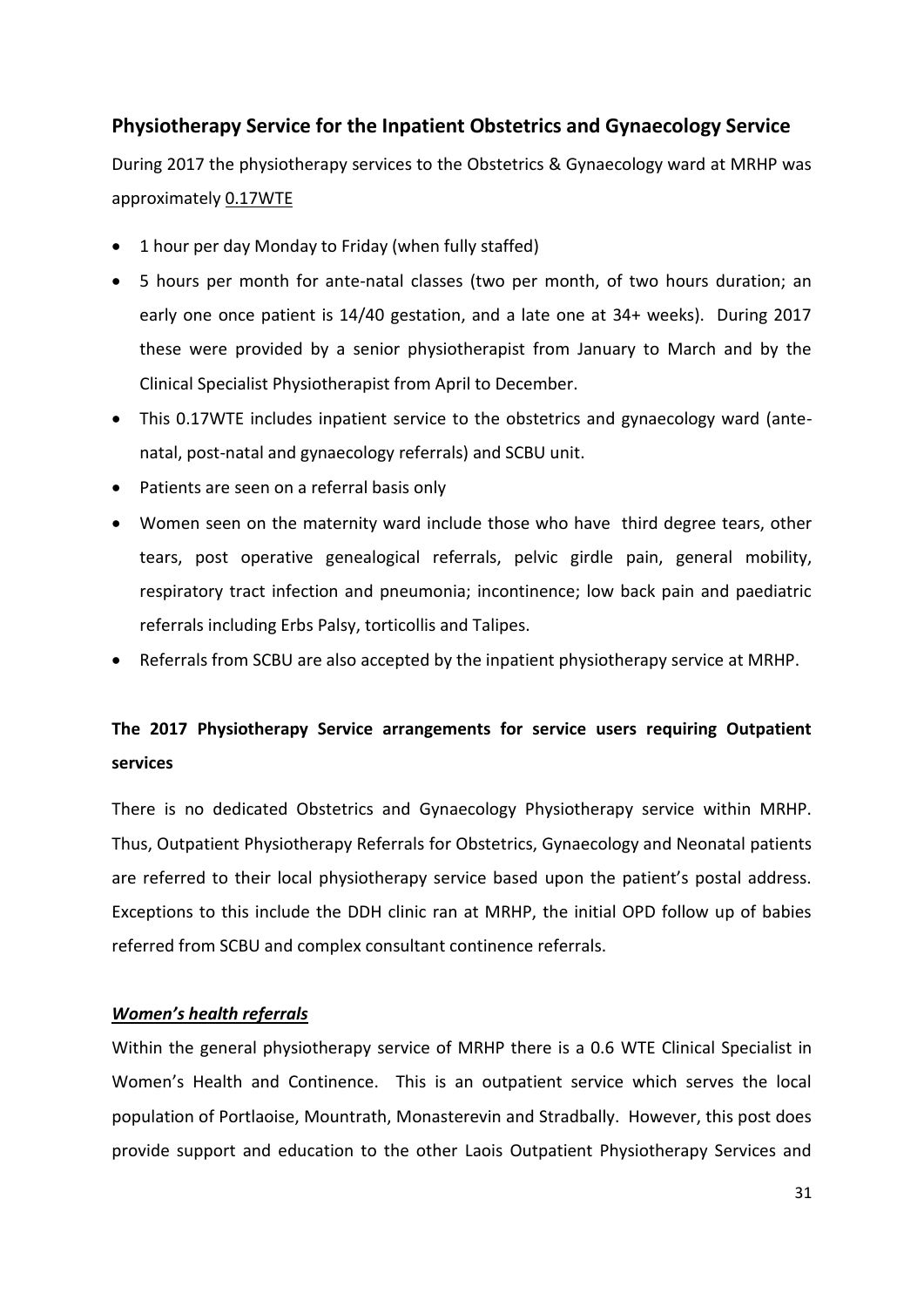## Physiotherapy Service for the Inpatient Obstetrics and Gynaecology Service

During 2017 the physiotherapy services to the Obstetrics & Gynaecology ward at MRHP was approximately <u>0.17WTE</u>

- 1 hour per day Monday to Friday (when fully staffed)
- 5 hours per month for ante-natal classes (two per month, of two hours duration; an early one once patient is 14/40 gestation, and a late one at 34+ weeks). During 2017 these were provided by a senior physiotherapist from January to March and by the Clinical Specialist Physiotherapist from April to December.
- This 0.17WTE includes inpatient service to the obstetrics and gynaecology ward (ante-natal, post-natal and gynaecology referrals) and SCBU unit.
- Patients are seen on a referral basis only
- Women seen on the maternity ward include those who have third degree tears, other tears, post operative genealogical referrals, pelvic girdle pain, general mobility, respiratory tract infection and pneumonia; incontinence; low back pain and paediatric referrals including Erbs Palsy, torticollis and Talipes.
- Referrals from SCBU are also accepted by the inpatient physiotherapy service at MRHP.

**The 2017 Physiotherapy Service arrangements for service users requiring Outpatient services**

There is no dedicated Obstetrics and Gynaecology Physiotherapy service within MRHP. Thus, Outpatient Physiotherapy Referrals for Obstetrics, Gynaecology and Neonatal patients are referred to their local physiotherapy service based upon the patient's postal address. Exceptions to this include the DDH clinic ran at MRHP, the initial OPD follow up of babies referred from SCBU and complex consultant continence referrals.

***<u>Women's health referrals</u>***

Within the general physiotherapy service of MRHP there is a 0.6 WTE Clinical Specialist in Women's Health and Continence. This is an outpatient service which serves the local population of Portlaoise, Mountrath, Monasterevin and Stradbally. However, this post does provide support and education to the other Laois Outpatient Physiotherapy Services and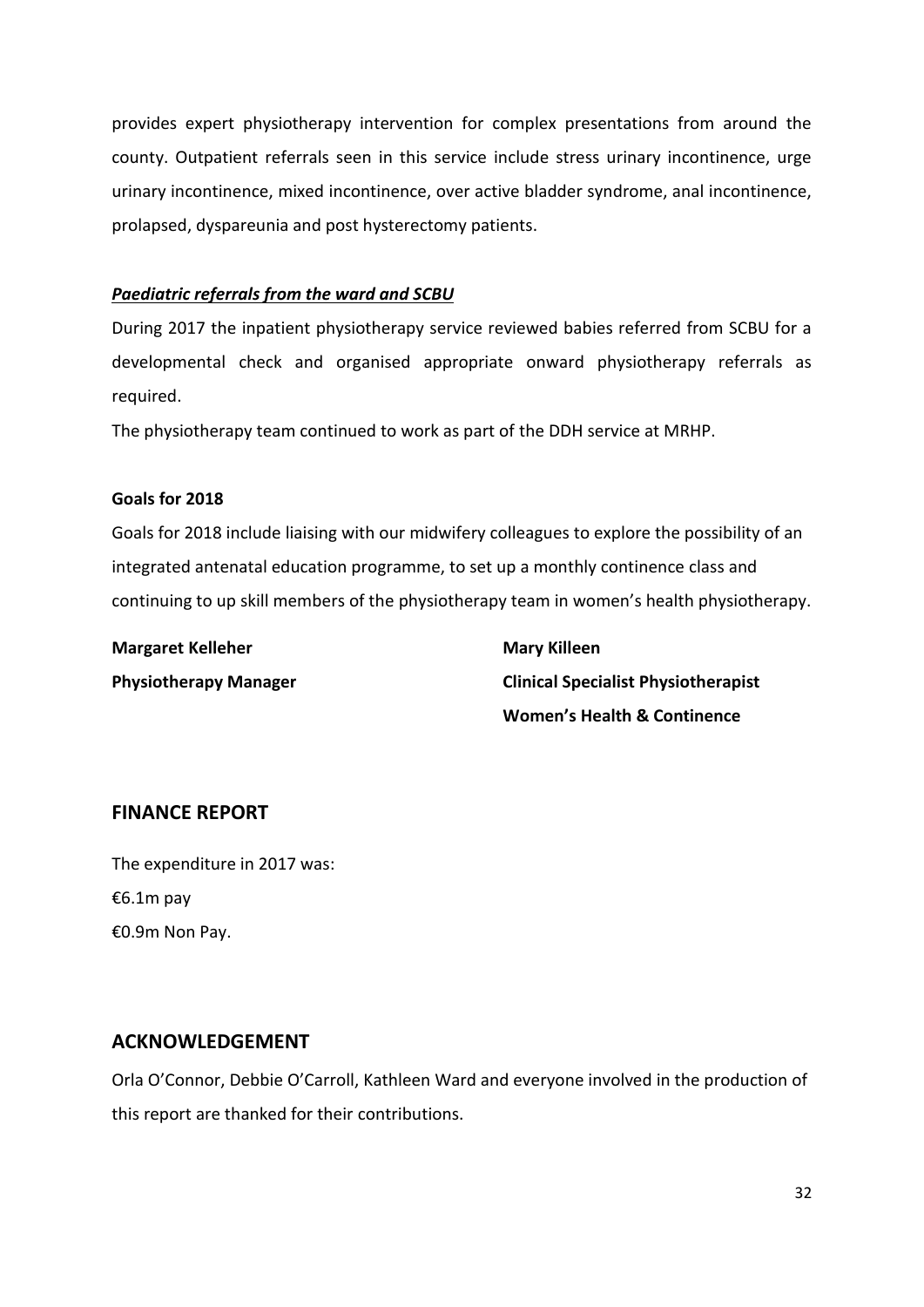provides expert physiotherapy intervention for complex presentations from around the county. Outpatient referrals seen in this service include stress urinary incontinence, urge urinary incontinence, mixed incontinence, over active bladder syndrome, anal incontinence, prolapsed, dyspareunia and post hysterectomy patients.

***Paediatric referrals from the ward and SCBU***

During 2017 the inpatient physiotherapy service reviewed babies referred from SCBU for a developmental check and organised appropriate onward physiotherapy referrals as required.

The physiotherapy team continued to work as part of the DDH service at MRHP.

**Goals for 2018**

Goals for 2018 include liaising with our midwifery colleagues to explore the possibility of an integrated antenatal education programme, to set up a monthly continence class and continuing to up skill members of the physiotherapy team in women's health physiotherapy.

**Margaret Kelleher**
**Physiotherapy Manager**

**Mary Killeen**
**Clinical Specialist Physiotherapist**
**Women's Health & Continence**

## FINANCE REPORT

The expenditure in 2017 was:

€6.1m pay

€0.9m Non Pay.

## ACKNOWLEDGEMENT

Orla O'Connor, Debbie O'Carroll, Kathleen Ward and everyone involved in the production of this report are thanked for their contributions.